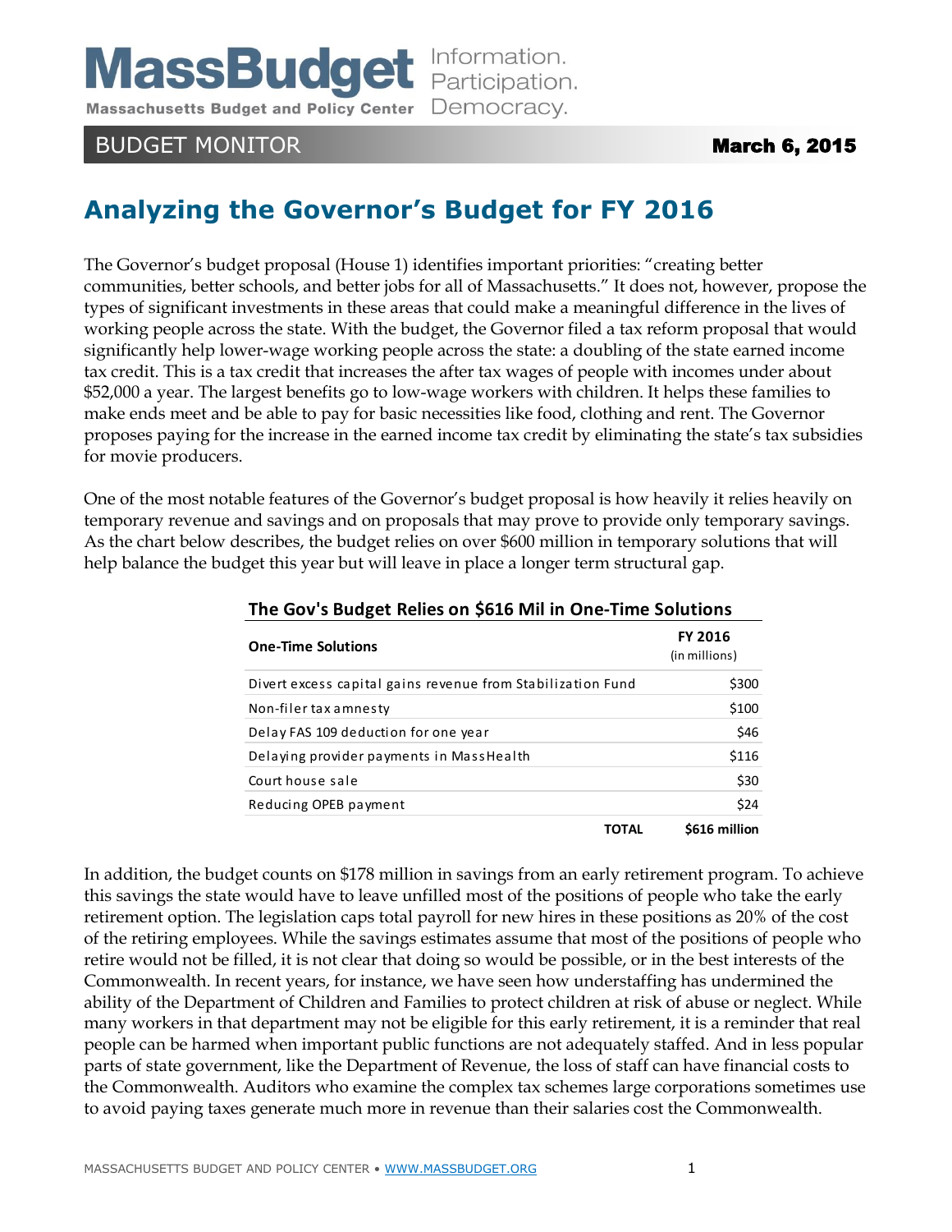MassBudget Information. Participation. Democracy.

Massachusetts Budget and Policy Center

BUDGET MONITOR **March 6, 2015**

# Analyzing the Governor's Budget for FY 2016

The Governor's budget proposal (House 1) identifies important priorities: "creating better communities, better schools, and better jobs for all of Massachusetts." It does not, however, propose the types of significant investments in these areas that could make a meaningful difference in the lives of working people across the state. With the budget, the Governor filed a tax reform proposal that would significantly help lower-wage working people across the state: a doubling of the state earned income tax credit. This is a tax credit that increases the after tax wages of people with incomes under about $52,000 a year. The largest benefits go to low-wage workers with children. It helps these families to make ends meet and be able to pay for basic necessities like food, clothing and rent. The Governor proposes paying for the increase in the earned income tax credit by eliminating the state's tax subsidies for movie producers.

One of the most notable features of the Governor's budget proposal is how heavily it relies heavily on temporary revenue and savings and on proposals that may prove to provide only temporary savings. As the chart below describes, the budget relies on over $600 million in temporary solutions that will help balance the budget this year but will leave in place a longer term structural gap.

**The Gov's Budget Relies on $616 Mil in One-Time Solutions**

| One-Time Solutions | FY 2016 (in millions) |
|---|---|
| Divert excess capital gains revenue from Stabilization Fund | $300 |
| Non-filer tax amnesty | $100 |
| Delay FAS 109 deduction for one year | $46 |
| Delaying provider payments in MassHealth | $116 |
| Court house sale | $30 |
| Reducing OPEB payment | $24 |
| **TOTAL** | **$616 million** |

In addition, the budget counts on $178 million in savings from an early retirement program. To achieve this savings the state would have to leave unfilled most of the positions of people who take the early retirement option. The legislation caps total payroll for new hires in these positions as 20% of the cost of the retiring employees. While the savings estimates assume that most of the positions of people who retire would not be filled, it is not clear that doing so would be possible, or in the best interests of the Commonwealth. In recent years, for instance, we have seen how understaffing has undermined the ability of the Department of Children and Families to protect children at risk of abuse or neglect. While many workers in that department may not be eligible for this early retirement, it is a reminder that real people can be harmed when important public functions are not adequately staffed. And in less popular parts of state government, like the Department of Revenue, the loss of staff can have financial costs to the Commonwealth. Auditors who examine the complex tax schemes large corporations sometimes use to avoid paying taxes generate much more in revenue than their salaries cost the Commonwealth.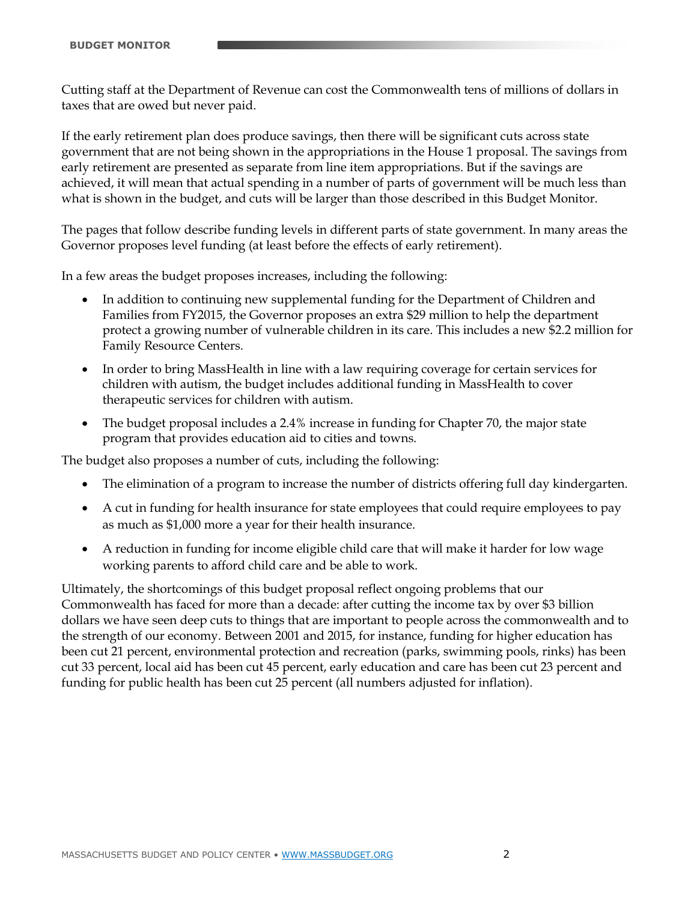Cutting staff at the Department of Revenue can cost the Commonwealth tens of millions of dollars in taxes that are owed but never paid.

If the early retirement plan does produce savings, then there will be significant cuts across state government that are not being shown in the appropriations in the House 1 proposal. The savings from early retirement are presented as separate from line item appropriations. But if the savings are achieved, it will mean that actual spending in a number of parts of government will be much less than what is shown in the budget, and cuts will be larger than those described in this Budget Monitor.

The pages that follow describe funding levels in different parts of state government. In many areas the Governor proposes level funding (at least before the effects of early retirement).

In a few areas the budget proposes increases, including the following:

- In addition to continuing new supplemental funding for the Department of Children and Families from FY2015, the Governor proposes an extra $29 million to help the department protect a growing number of vulnerable children in its care. This includes a new $2.2 million for Family Resource Centers.
- In order to bring MassHealth in line with a law requiring coverage for certain services for children with autism, the budget includes additional funding in MassHealth to cover therapeutic services for children with autism.
- The budget proposal includes a 2.4% increase in funding for Chapter 70, the major state program that provides education aid to cities and towns.

The budget also proposes a number of cuts, including the following:

- The elimination of a program to increase the number of districts offering full day kindergarten.
- A cut in funding for health insurance for state employees that could require employees to pay as much as $1,000 more a year for their health insurance.
- A reduction in funding for income eligible child care that will make it harder for low wage working parents to afford child care and be able to work.

Ultimately, the shortcomings of this budget proposal reflect ongoing problems that our Commonwealth has faced for more than a decade: after cutting the income tax by over $3 billion dollars we have seen deep cuts to things that are important to people across the commonwealth and to the strength of our economy. Between 2001 and 2015, for instance, funding for higher education has been cut 21 percent, environmental protection and recreation (parks, swimming pools, rinks) has been cut 33 percent, local aid has been cut 45 percent, early education and care has been cut 23 percent and funding for public health has been cut 25 percent (all numbers adjusted for inflation).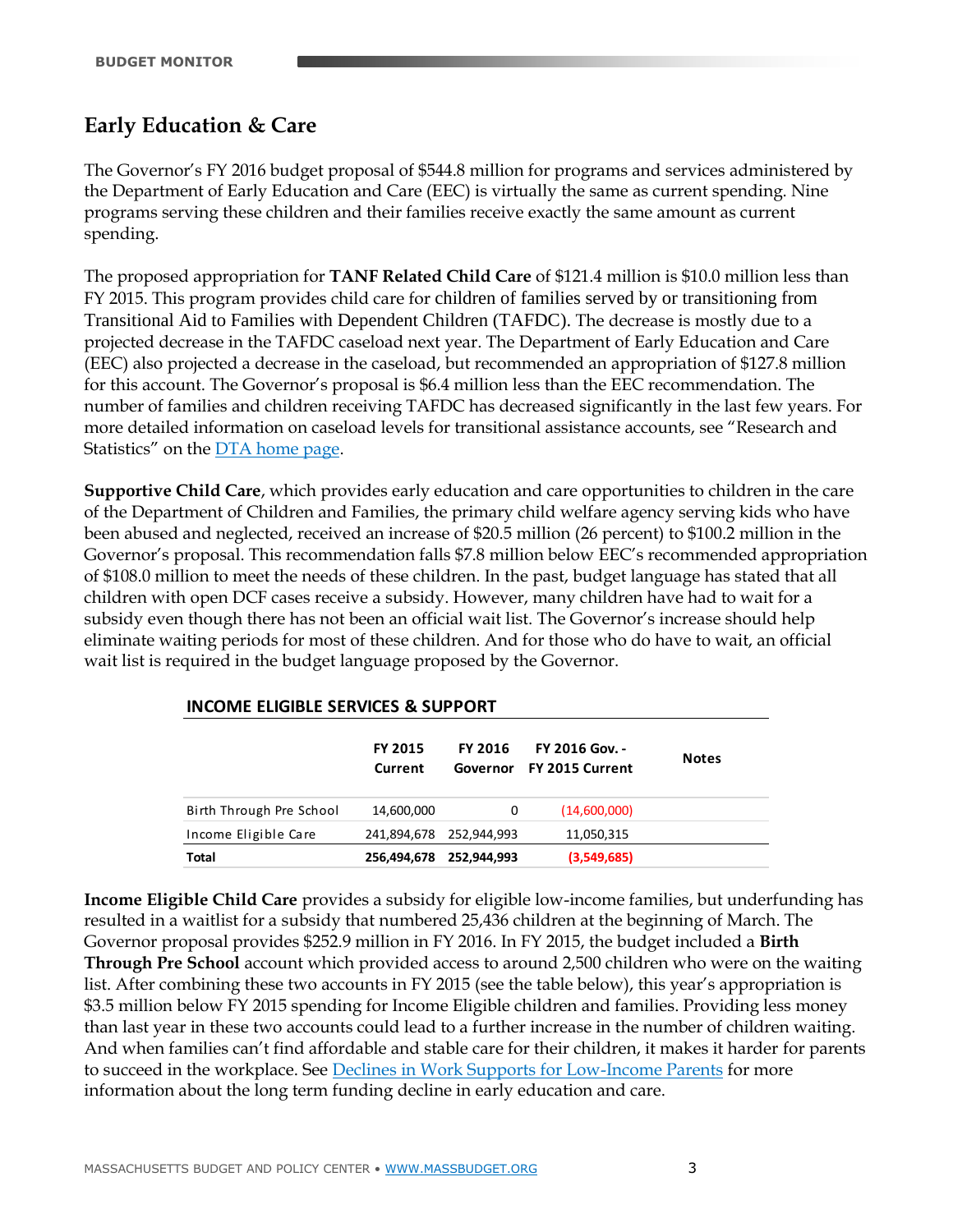## Early Education & Care

The Governor's FY 2016 budget proposal of $544.8 million for programs and services administered by the Department of Early Education and Care (EEC) is virtually the same as current spending. Nine programs serving these children and their families receive exactly the same amount as current spending.

The proposed appropriation for **TANF Related Child Care** of $121.4 million is $10.0 million less than FY 2015. This program provides child care for children of families served by or transitioning from Transitional Aid to Families with Dependent Children (TAFDC). The decrease is mostly due to a projected decrease in the TAFDC caseload next year. The Department of Early Education and Care (EEC) also projected a decrease in the caseload, but recommended an appropriation of $127.8 million for this account. The Governor's proposal is $6.4 million less than the EEC recommendation. The number of families and children receiving TAFDC has decreased significantly in the last few years. For more detailed information on caseload levels for transitional assistance accounts, see "Research and Statistics" on the DTA home page.

**Supportive Child Care**, which provides early education and care opportunities to children in the care of the Department of Children and Families, the primary child welfare agency serving kids who have been abused and neglected, received an increase of $20.5 million (26 percent) to $100.2 million in the Governor's proposal. This recommendation falls $7.8 million below EEC's recommended appropriation of $108.0 million to meet the needs of these children. In the past, budget language has stated that all children with open DCF cases receive a subsidy. However, many children have had to wait for a subsidy even though there has not been an official wait list. The Governor's increase should help eliminate waiting periods for most of these children. And for those who do have to wait, an official wait list is required in the budget language proposed by the Governor.

**INCOME ELIGIBLE SERVICES & SUPPORT**

| | FY 2015 Current | FY 2016 Governor | FY 2016 Gov. - FY 2015 Current | Notes |
|---|---|---|---|---|
| Birth Through Pre School | 14,600,000 | 0 | (14,600,000) | |
| Income Eligible Care | 241,894,678 | 252,944,993 | 11,050,315 | |
| **Total** | **256,494,678** | **252,944,993** | **(3,549,685)** | |

**Income Eligible Child Care** provides a subsidy for eligible low-income families, but underfunding has resulted in a waitlist for a subsidy that numbered 25,436 children at the beginning of March. The Governor proposal provides $252.9 million in FY 2016. In FY 2015, the budget included a **Birth Through Pre School** account which provided access to around 2,500 children who were on the waiting list. After combining these two accounts in FY 2015 (see the table below), this year's appropriation is $3.5 million below FY 2015 spending for Income Eligible children and families. Providing less money than last year in these two accounts could lead to a further increase in the number of children waiting. And when families can't find affordable and stable care for their children, it makes it harder for parents to succeed in the workplace. See Declines in Work Supports for Low-Income Parents for more information about the long term funding decline in early education and care.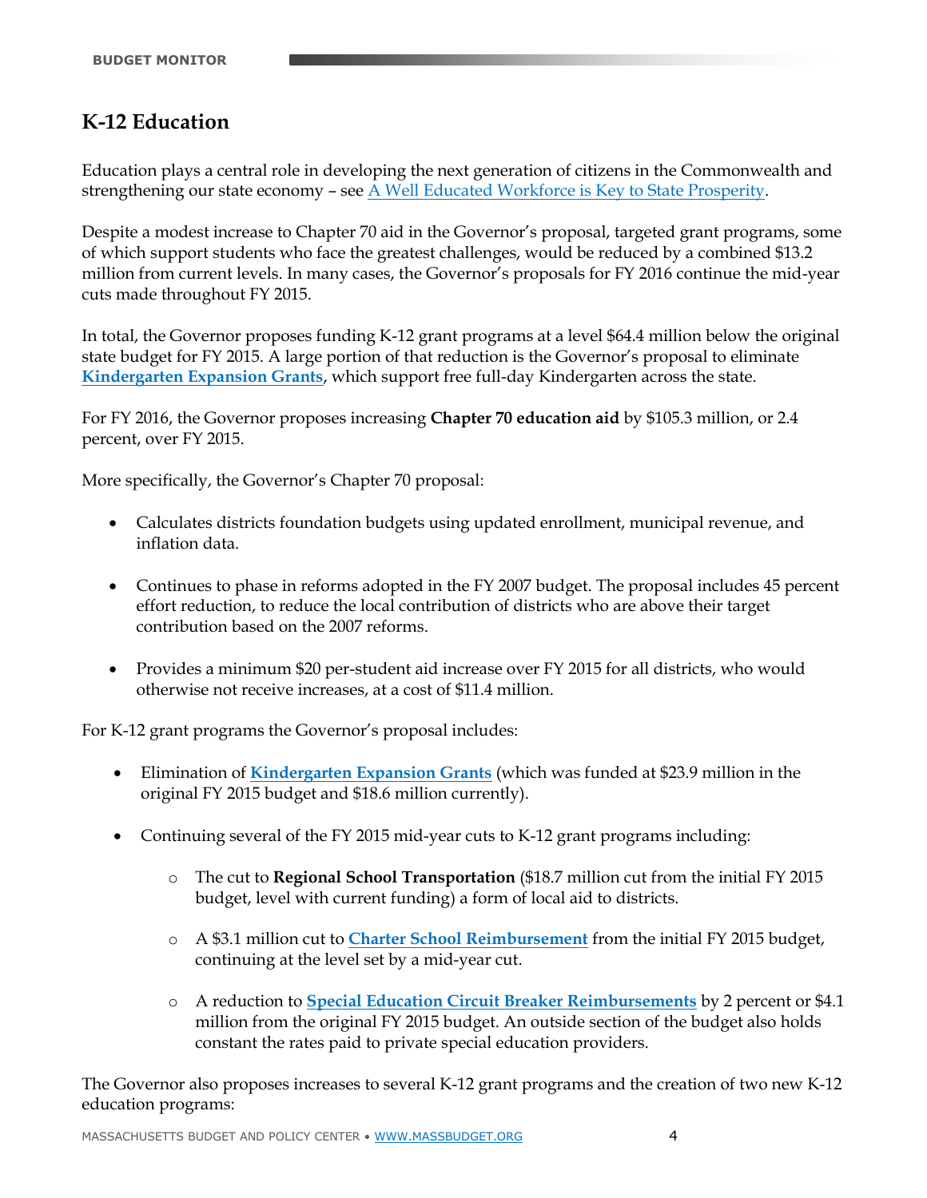## K-12 Education

Education plays a central role in developing the next generation of citizens in the Commonwealth and strengthening our state economy – see A Well Educated Workforce is Key to State Prosperity.

Despite a modest increase to Chapter 70 aid in the Governor's proposal, targeted grant programs, some of which support students who face the greatest challenges, would be reduced by a combined $13.2 million from current levels. In many cases, the Governor's proposals for FY 2016 continue the mid-year cuts made throughout FY 2015.

In total, the Governor proposes funding K-12 grant programs at a level $64.4 million below the original state budget for FY 2015. A large portion of that reduction is the Governor's proposal to eliminate **Kindergarten Expansion Grants**, which support free full-day Kindergarten across the state.

For FY 2016, the Governor proposes increasing **Chapter 70 education aid** by $105.3 million, or 2.4 percent, over FY 2015.

More specifically, the Governor's Chapter 70 proposal:

- Calculates districts foundation budgets using updated enrollment, municipal revenue, and inflation data.
- Continues to phase in reforms adopted in the FY 2007 budget. The proposal includes 45 percent effort reduction, to reduce the local contribution of districts who are above their target contribution based on the 2007 reforms.
- Provides a minimum $20 per-student aid increase over FY 2015 for all districts, who would otherwise not receive increases, at a cost of $11.4 million.

For K-12 grant programs the Governor's proposal includes:

- Elimination of **Kindergarten Expansion Grants** (which was funded at $23.9 million in the original FY 2015 budget and $18.6 million currently).
- Continuing several of the FY 2015 mid-year cuts to K-12 grant programs including:
  - The cut to **Regional School Transportation** ($18.7 million cut from the initial FY 2015 budget, level with current funding) a form of local aid to districts.
  - A $3.1 million cut to **Charter School Reimbursement** from the initial FY 2015 budget, continuing at the level set by a mid-year cut.
  - A reduction to **Special Education Circuit Breaker Reimbursements** by 2 percent or $4.1 million from the original FY 2015 budget. An outside section of the budget also holds constant the rates paid to private special education providers.

The Governor also proposes increases to several K-12 grant programs and the creation of two new K-12 education programs: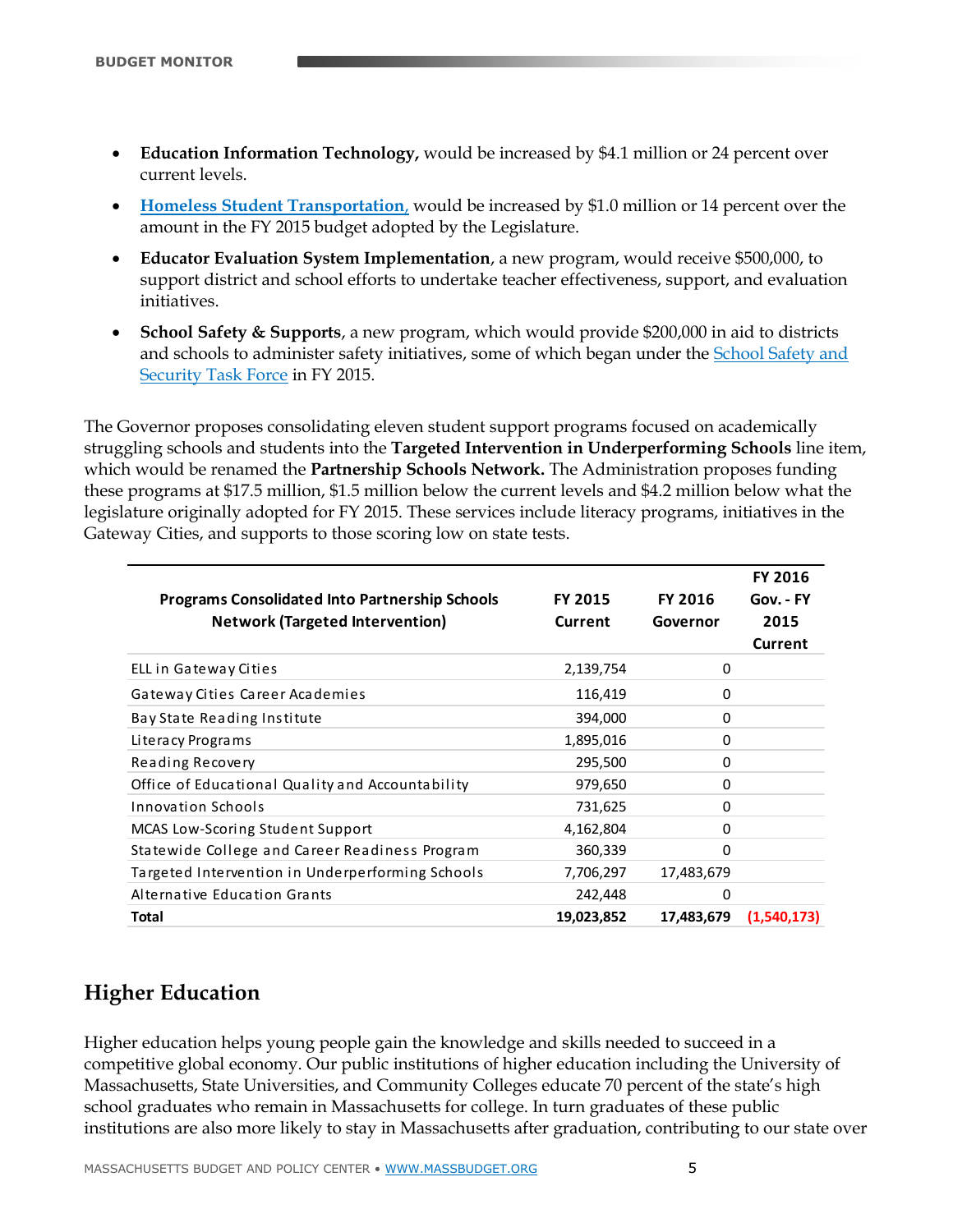- **Education Information Technology,** would be increased by $4.1 million or 24 percent over current levels.
- **Homeless Student Transportation,** would be increased by $1.0 million or 14 percent over the amount in the FY 2015 budget adopted by the Legislature.
- **Educator Evaluation System Implementation**, a new program, would receive $500,000, to support district and school efforts to undertake teacher effectiveness, support, and evaluation initiatives.
- **School Safety & Supports**, a new program, which would provide $200,000 in aid to districts and schools to administer safety initiatives, some of which began under the School Safety and Security Task Force in FY 2015.

The Governor proposes consolidating eleven student support programs focused on academically struggling schools and students into the **Targeted Intervention in Underperforming Schools** line item, which would be renamed the **Partnership Schools Network.** The Administration proposes funding these programs at $17.5 million, $1.5 million below the current levels and $4.2 million below what the legislature originally adopted for FY 2015. These services include literacy programs, initiatives in the Gateway Cities, and supports to those scoring low on state tests.

| Programs Consolidated Into Partnership Schools Network (Targeted Intervention) | FY 2015 Current | FY 2016 Governor | FY 2016 Gov. - FY 2015 Current |
|---|---|---|---|
| ELL in Gateway Cities | 2,139,754 | 0 | |
| Gateway Cities Career Academies | 116,419 | 0 | |
| Bay State Reading Institute | 394,000 | 0 | |
| Literacy Programs | 1,895,016 | 0 | |
| Reading Recovery | 295,500 | 0 | |
| Office of Educational Quality and Accountability | 979,650 | 0 | |
| Innovation Schools | 731,625 | 0 | |
| MCAS Low-Scoring Student Support | 4,162,804 | 0 | |
| Statewide College and Career Readiness Program | 360,339 | 0 | |
| Targeted Intervention in Underperforming Schools | 7,706,297 | 17,483,679 | |
| Alternative Education Grants | 242,448 | 0 | |
| **Total** | **19,023,852** | **17,483,679** | **(1,540,173)** |

## Higher Education

Higher education helps young people gain the knowledge and skills needed to succeed in a competitive global economy. Our public institutions of higher education including the University of Massachusetts, State Universities, and Community Colleges educate 70 percent of the state's high school graduates who remain in Massachusetts for college. In turn graduates of these public institutions are also more likely to stay in Massachusetts after graduation, contributing to our state over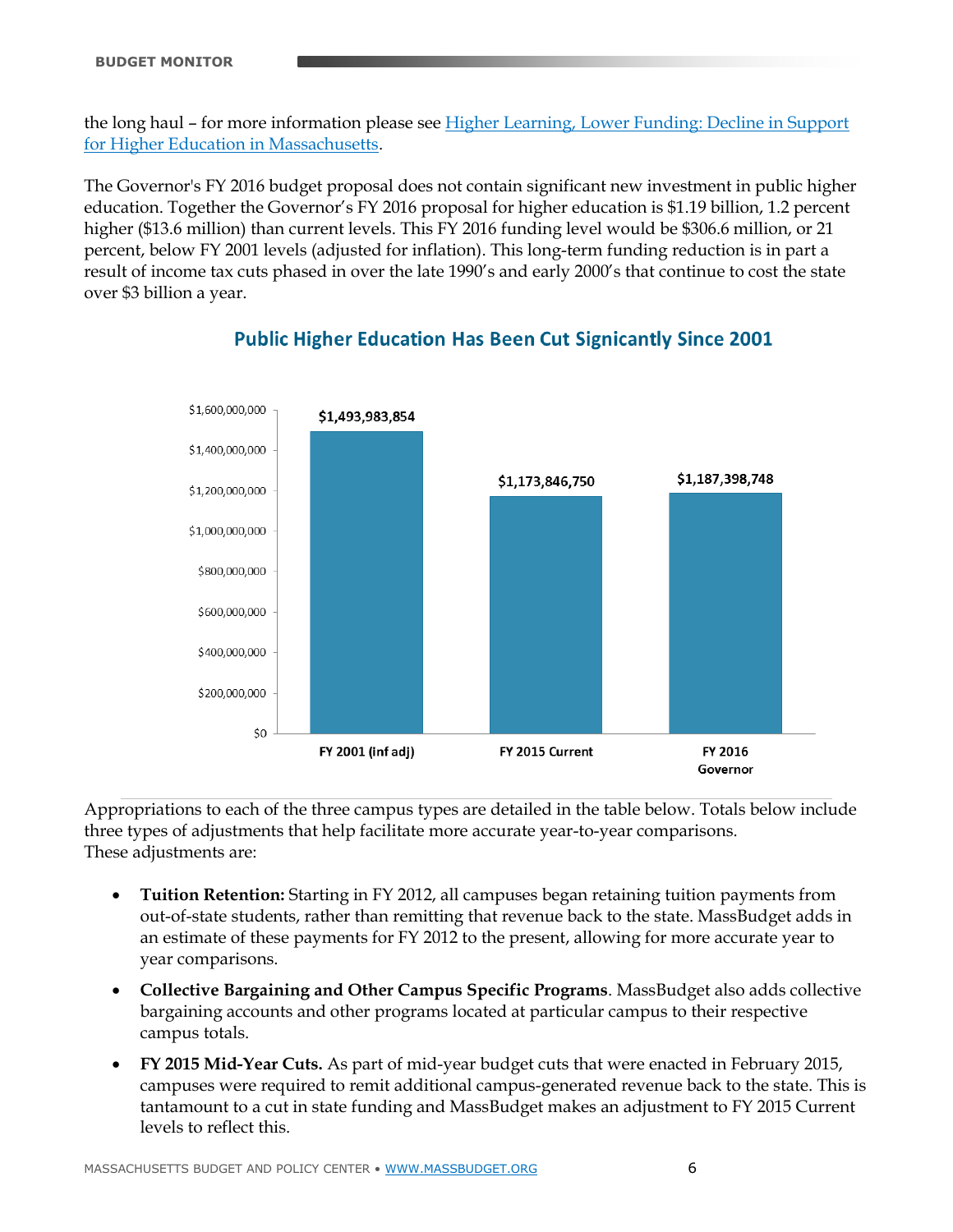the long haul – for more information please see [Higher Learning, Lower Funding: Decline in Support for Higher Education in Massachusetts](#).

The Governor's FY 2016 budget proposal does not contain significant new investment in public higher education. Together the Governor's FY 2016 proposal for higher education is $1.19 billion, 1.2 percent higher ($13.6 million) than current levels. This FY 2016 funding level would be $306.6 million, or 21 percent, below FY 2001 levels (adjusted for inflation). This long-term funding reduction is in part a result of income tax cuts phased in over the late 1990's and early 2000's that continue to cost the state over $3 billion a year.

**Public Higher Education Has Been Cut Signicantly Since 2001**

$1,600,000,000
$1,400,000,000
$1,200,000,000
$1,000,000,000
$800,000,000
$600,000,000
$400,000,000
$200,000,000
$0

$1,493,983,854
$1,173,846,750
$1,187,398,748

FY 2001 (inf adj)
FY 2015 Current
FY 2016 Governor

Appropriations to each of the three campus types are detailed in the table below. Totals below include three types of adjustments that help facilitate more accurate year-to-year comparisons.
These adjustments are:

- **Tuition Retention:** Starting in FY 2012, all campuses began retaining tuition payments from out-of-state students, rather than remitting that revenue back to the state. MassBudget adds in an estimate of these payments for FY 2012 to the present, allowing for more accurate year to year comparisons.
- **Collective Bargaining and Other Campus Specific Programs**. MassBudget also adds collective bargaining accounts and other programs located at particular campus to their respective campus totals.
- **FY 2015 Mid-Year Cuts.** As part of mid-year budget cuts that were enacted in February 2015, campuses were required to remit additional campus-generated revenue back to the state. This is tantamount to a cut in state funding and MassBudget makes an adjustment to FY 2015 Current levels to reflect this.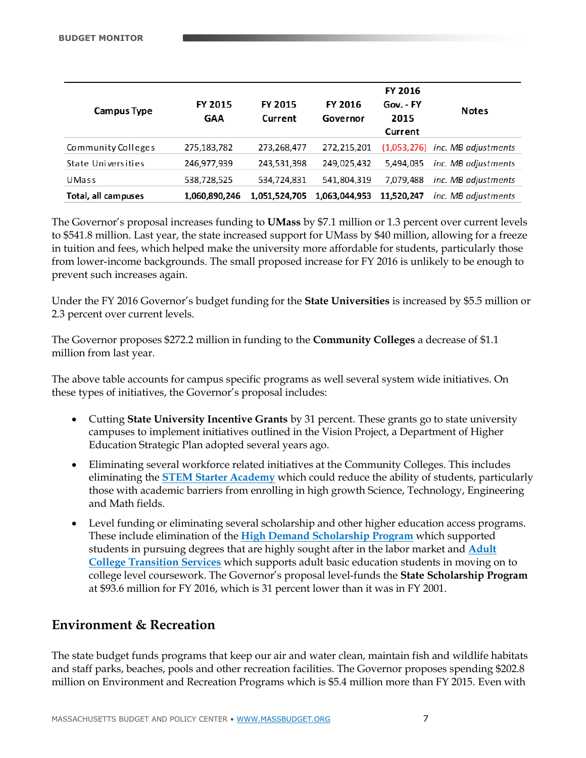| Campus Type | FY 2015 GAA | FY 2015 Current | FY 2016 Governor | FY 2016 Gov. - FY 2015 Current | Notes |
|---|---|---|---|---|---|
| Community Colleges | 275,183,782 | 273,268,477 | 272,215,201 | (1,053,276) | *inc. MB adjustments* |
| State Universities | 246,977,939 | 243,531,398 | 249,025,432 | 5,494,035 | *inc. MB adjustments* |
| UMass | 538,728,525 | 534,724,831 | 541,804,319 | 7,079,488 | *inc. MB adjustments* |
| **Total, all campuses** | **1,060,890,246** | **1,051,524,705** | **1,063,044,953** | **11,520,247** | *inc. MB adjustments* |

The Governor's proposal increases funding to **UMass** by $7.1 million or 1.3 percent over current levels to $541.8 million. Last year, the state increased support for UMass by $40 million, allowing for a freeze in tuition and fees, which helped make the university more affordable for students, particularly those from lower-income backgrounds. The small proposed increase for FY 2016 is unlikely to be enough to prevent such increases again.

Under the FY 2016 Governor's budget funding for the **State Universities** is increased by $5.5 million or 2.3 percent over current levels.

The Governor proposes $272.2 million in funding to the **Community Colleges** a decrease of $1.1 million from last year.

The above table accounts for campus specific programs as well several system wide initiatives. On these types of initiatives, the Governor's proposal includes:

- Cutting **State University Incentive Grants** by 31 percent. These grants go to state university campuses to implement initiatives outlined in the Vision Project, a Department of Higher Education Strategic Plan adopted several years ago.
- Eliminating several workforce related initiatives at the Community Colleges. This includes eliminating the **STEM Starter Academy** which could reduce the ability of students, particularly those with academic barriers from enrolling in high growth Science, Technology, Engineering and Math fields.
- Level funding or eliminating several scholarship and other higher education access programs. These include elimination of the **High Demand Scholarship Program** which supported students in pursuing degrees that are highly sought after in the labor market and **Adult College Transition Services** which supports adult basic education students in moving on to college level coursework. The Governor's proposal level-funds the **State Scholarship Program** at $93.6 million for FY 2016, which is 31 percent lower than it was in FY 2001.

## Environment & Recreation

The state budget funds programs that keep our air and water clean, maintain fish and wildlife habitats and staff parks, beaches, pools and other recreation facilities. The Governor proposes spending $202.8 million on Environment and Recreation Programs which is $5.4 million more than FY 2015. Even with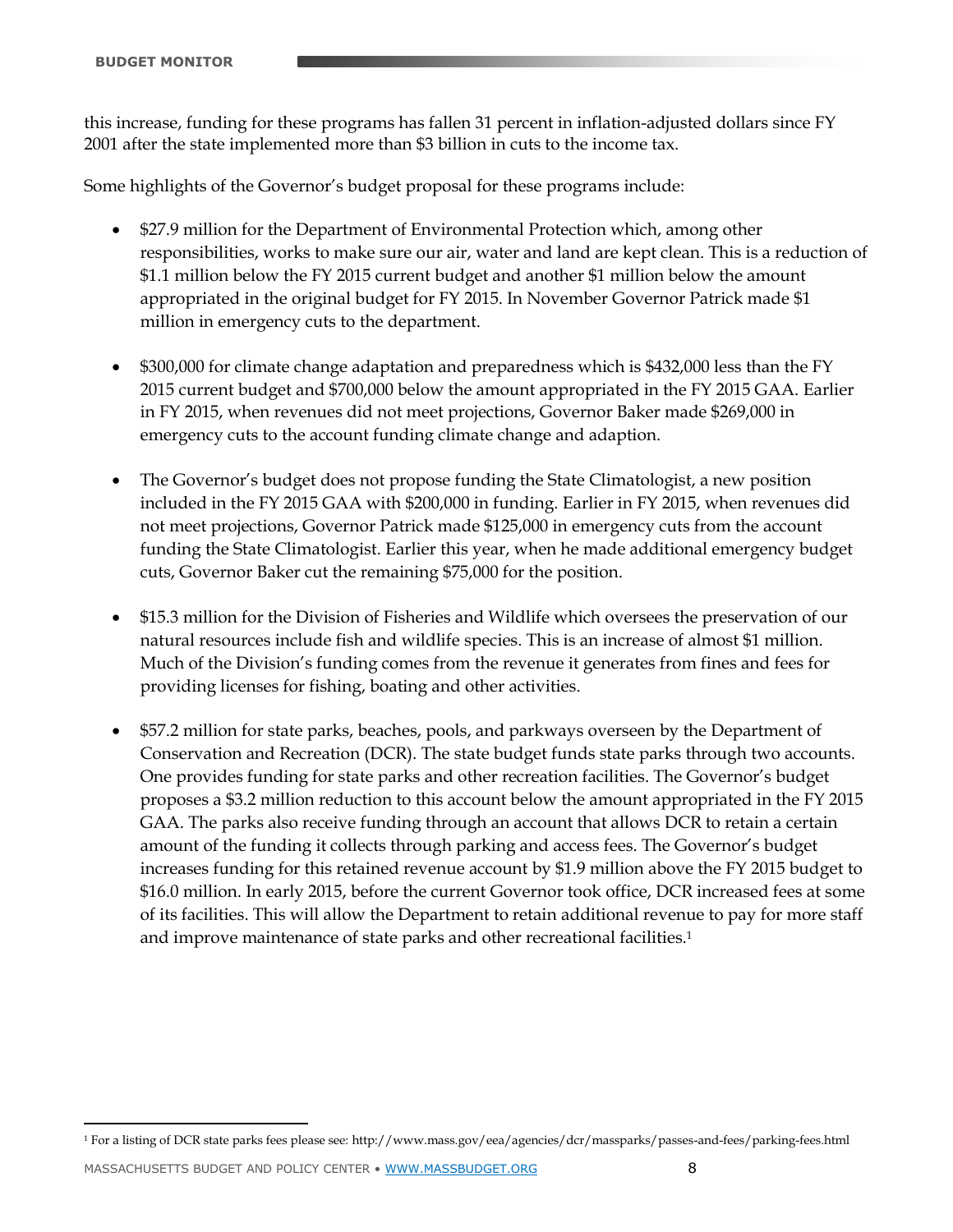this increase, funding for these programs has fallen 31 percent in inflation-adjusted dollars since FY 2001 after the state implemented more than $3 billion in cuts to the income tax.

Some highlights of the Governor's budget proposal for these programs include:

- $27.9 million for the Department of Environmental Protection which, among other responsibilities, works to make sure our air, water and land are kept clean. This is a reduction of $1.1 million below the FY 2015 current budget and another $1 million below the amount appropriated in the original budget for FY 2015. In November Governor Patrick made $1 million in emergency cuts to the department.

- $300,000 for climate change adaptation and preparedness which is $432,000 less than the FY 2015 current budget and $700,000 below the amount appropriated in the FY 2015 GAA. Earlier in FY 2015, when revenues did not meet projections, Governor Baker made $269,000 in emergency cuts to the account funding climate change and adaption.

- The Governor's budget does not propose funding the State Climatologist, a new position included in the FY 2015 GAA with $200,000 in funding. Earlier in FY 2015, when revenues did not meet projections, Governor Patrick made $125,000 in emergency cuts from the account funding the State Climatologist. Earlier this year, when he made additional emergency budget cuts, Governor Baker cut the remaining $75,000 for the position.

- $15.3 million for the Division of Fisheries and Wildlife which oversees the preservation of our natural resources include fish and wildlife species. This is an increase of almost $1 million. Much of the Division's funding comes from the revenue it generates from fines and fees for providing licenses for fishing, boating and other activities.

- $57.2 million for state parks, beaches, pools, and parkways overseen by the Department of Conservation and Recreation (DCR). The state budget funds state parks through two accounts. One provides funding for state parks and other recreation facilities. The Governor's budget proposes a $3.2 million reduction to this account below the amount appropriated in the FY 2015 GAA. The parks also receive funding through an account that allows DCR to retain a certain amount of the funding it collects through parking and access fees. The Governor's budget increases funding for this retained revenue account by $1.9 million above the FY 2015 budget to $16.0 million. In early 2015, before the current Governor took office, DCR increased fees at some of its facilities. This will allow the Department to retain additional revenue to pay for more staff and improve maintenance of state parks and other recreational facilities.[1]

[1] For a listing of DCR state parks fees please see: http://www.mass.gov/eea/agencies/dcr/massparks/passes-and-fees/parking-fees.html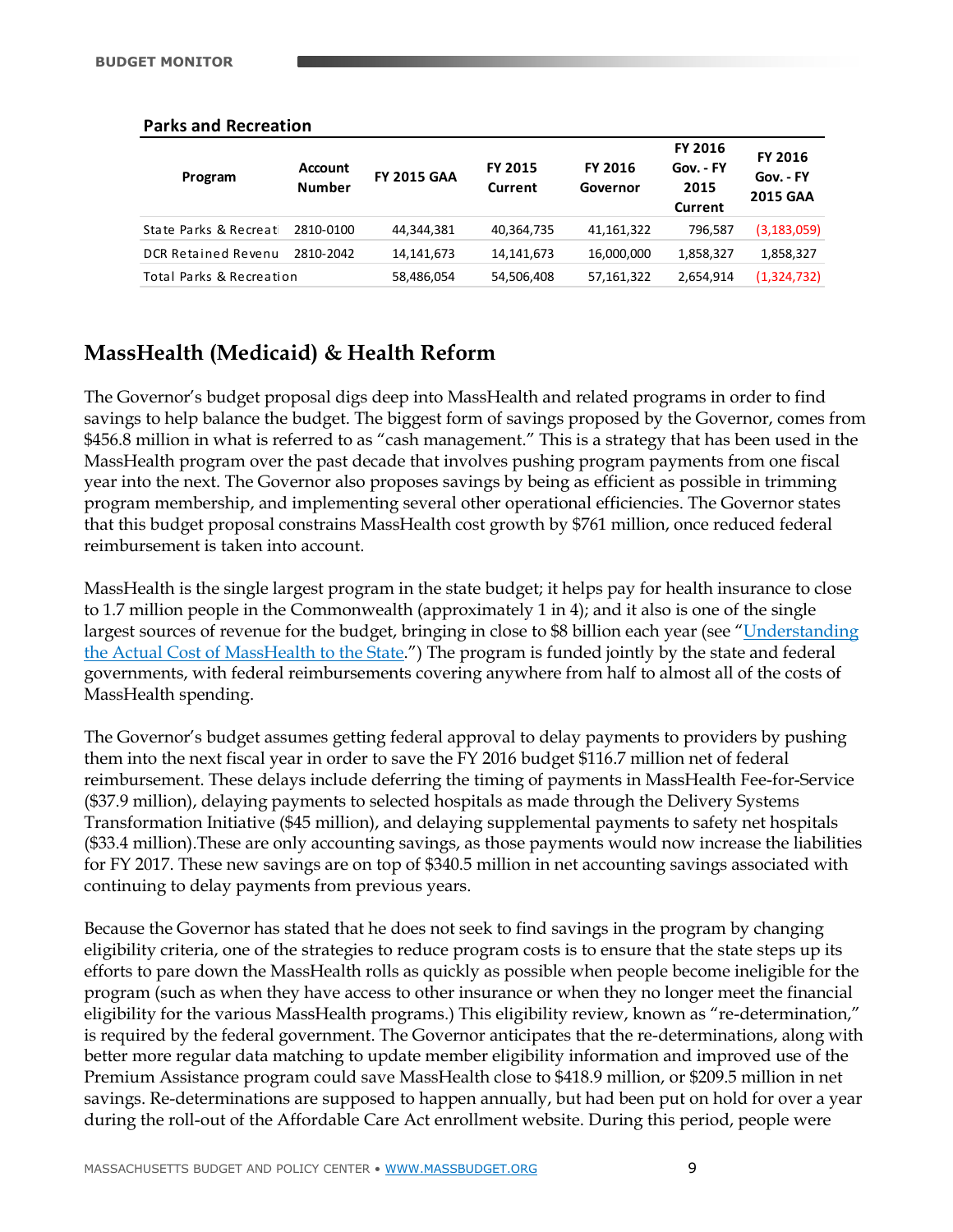**Parks and Recreation**

| Program | Account Number | FY 2015 GAA | FY 2015 Current | FY 2016 Governor | FY 2016 Gov. - FY 2015 Current | FY 2016 Gov. - FY 2015 GAA |
|---|---|---|---|---|---|---|
| State Parks & Recreat | 2810-0100 | 44,344,381 | 40,364,735 | 41,161,322 | 796,587 | (3,183,059) |
| DCR Retained Revenu | 2810-2042 | 14,141,673 | 14,141,673 | 16,000,000 | 1,858,327 | 1,858,327 |
| Total Parks & Recreation | | 58,486,054 | 54,506,408 | 57,161,322 | 2,654,914 | (1,324,732) |

## MassHealth (Medicaid) & Health Reform

The Governor's budget proposal digs deep into MassHealth and related programs in order to find savings to help balance the budget. The biggest form of savings proposed by the Governor, comes from $456.8 million in what is referred to as "cash management." This is a strategy that has been used in the MassHealth program over the past decade that involves pushing program payments from one fiscal year into the next. The Governor also proposes savings by being as efficient as possible in trimming program membership, and implementing several other operational efficiencies. The Governor states that this budget proposal constrains MassHealth cost growth by $761 million, once reduced federal reimbursement is taken into account.

MassHealth is the single largest program in the state budget; it helps pay for health insurance to close to 1.7 million people in the Commonwealth (approximately 1 in 4); and it also is one of the single largest sources of revenue for the budget, bringing in close to $8 billion each year (see "[Understanding the Actual Cost of MassHealth to the State](#).") The program is funded jointly by the state and federal governments, with federal reimbursements covering anywhere from half to almost all of the costs of MassHealth spending.

The Governor's budget assumes getting federal approval to delay payments to providers by pushing them into the next fiscal year in order to save the FY 2016 budget $116.7 million net of federal reimbursement. These delays include deferring the timing of payments in MassHealth Fee-for-Service ($37.9 million), delaying payments to selected hospitals as made through the Delivery Systems Transformation Initiative ($45 million), and delaying supplemental payments to safety net hospitals ($33.4 million).These are only accounting savings, as those payments would now increase the liabilities for FY 2017. These new savings are on top of $340.5 million in net accounting savings associated with continuing to delay payments from previous years.

Because the Governor has stated that he does not seek to find savings in the program by changing eligibility criteria, one of the strategies to reduce program costs is to ensure that the state steps up its efforts to pare down the MassHealth rolls as quickly as possible when people become ineligible for the program (such as when they have access to other insurance or when they no longer meet the financial eligibility for the various MassHealth programs.) This eligibility review, known as "re-determination," is required by the federal government. The Governor anticipates that the re-determinations, along with better more regular data matching to update member eligibility information and improved use of the Premium Assistance program could save MassHealth close to $418.9 million, or $209.5 million in net savings. Re-determinations are supposed to happen annually, but had been put on hold for over a year during the roll-out of the Affordable Care Act enrollment website. During this period, people were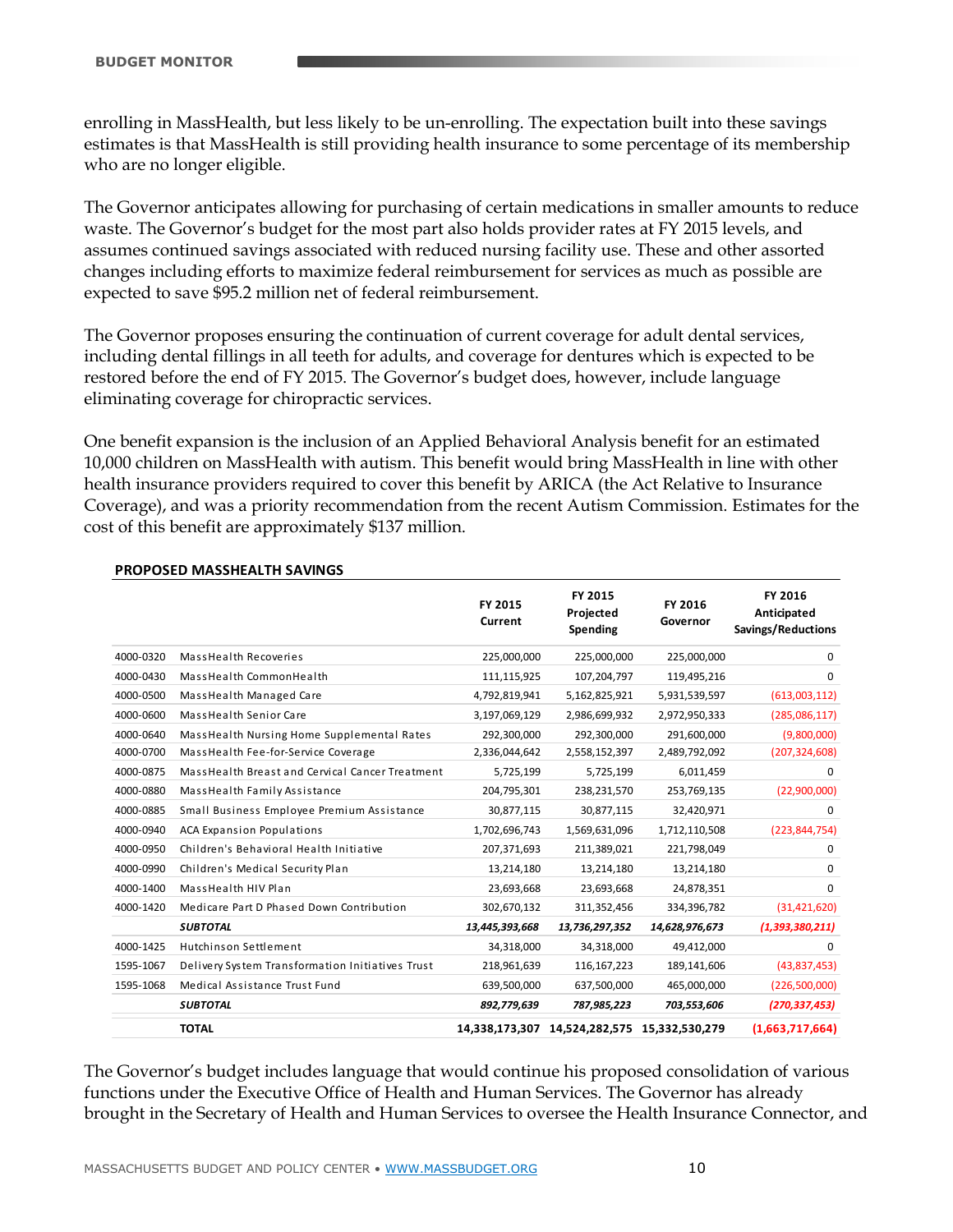enrolling in MassHealth, but less likely to be un-enrolling. The expectation built into these savings estimates is that MassHealth is still providing health insurance to some percentage of its membership who are no longer eligible.

The Governor anticipates allowing for purchasing of certain medications in smaller amounts to reduce waste. The Governor's budget for the most part also holds provider rates at FY 2015 levels, and assumes continued savings associated with reduced nursing facility use. These and other assorted changes including efforts to maximize federal reimbursement for services as much as possible are expected to save $95.2 million net of federal reimbursement.

The Governor proposes ensuring the continuation of current coverage for adult dental services, including dental fillings in all teeth for adults, and coverage for dentures which is expected to be restored before the end of FY 2015. The Governor's budget does, however, include language eliminating coverage for chiropractic services.

One benefit expansion is the inclusion of an Applied Behavioral Analysis benefit for an estimated 10,000 children on MassHealth with autism. This benefit would bring MassHealth in line with other health insurance providers required to cover this benefit by ARICA (the Act Relative to Insurance Coverage), and was a priority recommendation from the recent Autism Commission. Estimates for the cost of this benefit are approximately $137 million.

**PROPOSED MASSHEALTH SAVINGS**

| | | FY 2015 Current | FY 2015 Projected Spending | FY 2016 Governor | FY 2016 Anticipated Savings/Reductions |
|---|---|---|---|---|---|
| 4000-0320 | MassHealth Recoveries | 225,000,000 | 225,000,000 | 225,000,000 | 0 |
| 4000-0430 | MassHealth CommonHealth | 111,115,925 | 107,204,797 | 119,495,216 | 0 |
| 4000-0500 | MassHealth Managed Care | 4,792,819,941 | 5,162,825,921 | 5,931,539,597 | (613,003,112) |
| 4000-0600 | MassHealth Senior Care | 3,197,069,129 | 2,986,699,932 | 2,972,950,333 | (285,086,117) |
| 4000-0640 | MassHealth Nursing Home Supplemental Rates | 292,300,000 | 292,300,000 | 291,600,000 | (9,800,000) |
| 4000-0700 | MassHealth Fee-for-Service Coverage | 2,336,044,642 | 2,558,152,397 | 2,489,792,092 | (207,324,608) |
| 4000-0875 | MassHealth Breast and Cervical Cancer Treatment | 5,725,199 | 5,725,199 | 6,011,459 | 0 |
| 4000-0880 | MassHealth Family Assistance | 204,795,301 | 238,231,570 | 253,769,135 | (22,900,000) |
| 4000-0885 | Small Business Employee Premium Assistance | 30,877,115 | 30,877,115 | 32,420,971 | 0 |
| 4000-0940 | ACA Expansion Populations | 1,702,696,743 | 1,569,631,096 | 1,712,110,508 | (223,844,754) |
| 4000-0950 | Children's Behavioral Health Initiative | 207,371,693 | 211,389,021 | 221,798,049 | 0 |
| 4000-0990 | Children's Medical Security Plan | 13,214,180 | 13,214,180 | 13,214,180 | 0 |
| 4000-1400 | MassHealth HIV Plan | 23,693,668 | 23,693,668 | 24,878,351 | 0 |
| 4000-1420 | Medicare Part D Phased Down Contribution | 302,670,132 | 311,352,456 | 334,396,782 | (31,421,620) |
| | ***SUBTOTAL*** | ***13,445,393,668*** | ***13,736,297,352*** | ***14,628,976,673*** | ***(1,393,380,211)*** |
| 4000-1425 | Hutchinson Settlement | 34,318,000 | 34,318,000 | 49,412,000 | 0 |
| 1595-1067 | Delivery System Transformation Initiatives Trust | 218,961,639 | 116,167,223 | 189,141,606 | (43,837,453) |
| 1595-1068 | Medical Assistance Trust Fund | 639,500,000 | 637,500,000 | 465,000,000 | (226,500,000) |
| | ***SUBTOTAL*** | ***892,779,639*** | ***787,985,223*** | ***703,553,606*** | ***(270,337,453)*** |
| | **TOTAL** | **14,338,173,307** | **14,524,282,575** | **15,332,530,279** | **(1,663,717,664)** |

The Governor's budget includes language that would continue his proposed consolidation of various functions under the Executive Office of Health and Human Services. The Governor has already brought in the Secretary of Health and Human Services to oversee the Health Insurance Connector, and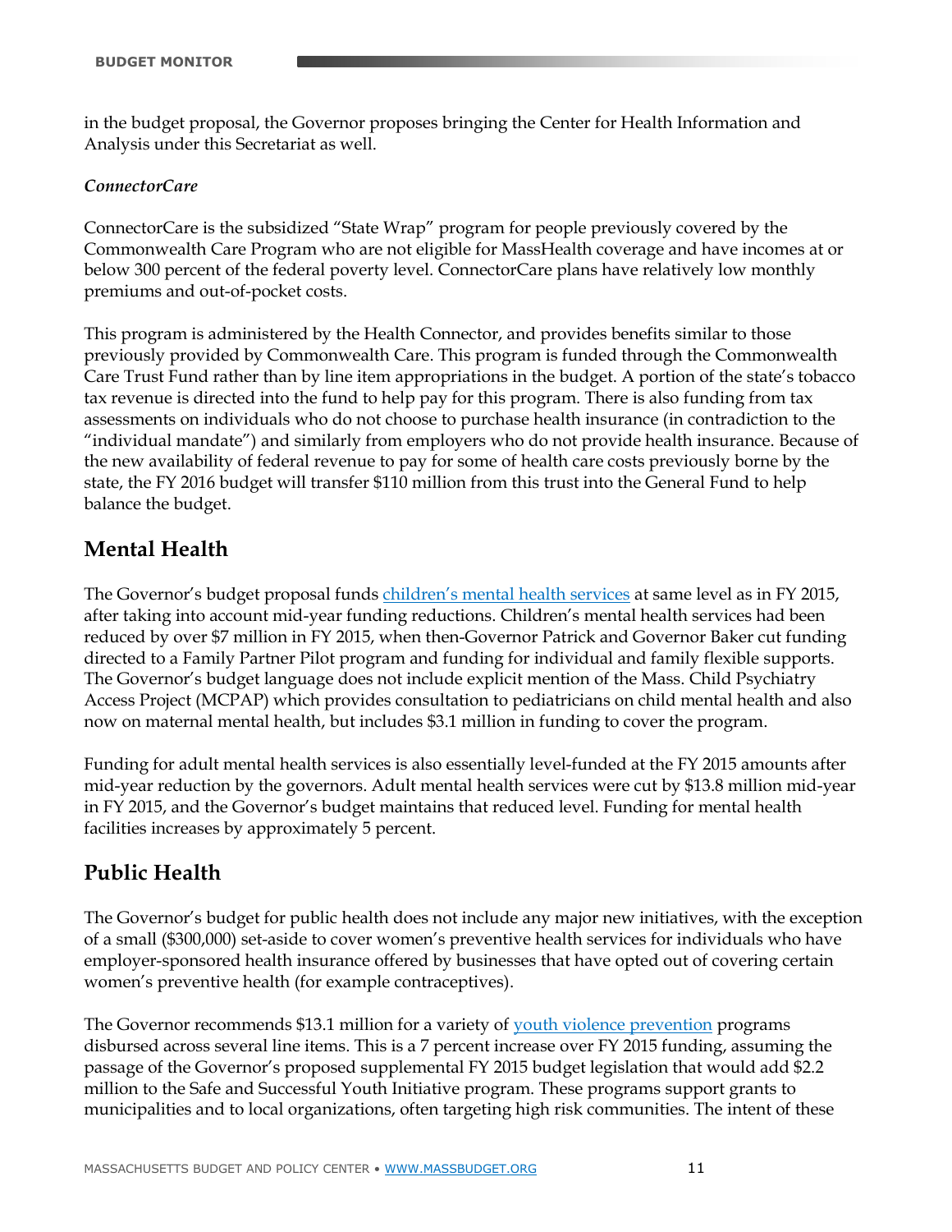in the budget proposal, the Governor proposes bringing the Center for Health Information and Analysis under this Secretariat as well.

*ConnectorCare*

ConnectorCare is the subsidized "State Wrap" program for people previously covered by the Commonwealth Care Program who are not eligible for MassHealth coverage and have incomes at or below 300 percent of the federal poverty level. ConnectorCare plans have relatively low monthly premiums and out-of-pocket costs.

This program is administered by the Health Connector, and provides benefits similar to those previously provided by Commonwealth Care. This program is funded through the Commonwealth Care Trust Fund rather than by line item appropriations in the budget. A portion of the state's tobacco tax revenue is directed into the fund to help pay for this program. There is also funding from tax assessments on individuals who do not choose to purchase health insurance (in contradiction to the "individual mandate") and similarly from employers who do not provide health insurance. Because of the new availability of federal revenue to pay for some of health care costs previously borne by the state, the FY 2016 budget will transfer $110 million from this trust into the General Fund to help balance the budget.

## Mental Health

The Governor's budget proposal funds children's mental health services at same level as in FY 2015, after taking into account mid-year funding reductions. Children's mental health services had been reduced by over $7 million in FY 2015, when then-Governor Patrick and Governor Baker cut funding directed to a Family Partner Pilot program and funding for individual and family flexible supports. The Governor's budget language does not include explicit mention of the Mass. Child Psychiatry Access Project (MCPAP) which provides consultation to pediatricians on child mental health and also now on maternal mental health, but includes $3.1 million in funding to cover the program.

Funding for adult mental health services is also essentially level-funded at the FY 2015 amounts after mid-year reduction by the governors. Adult mental health services were cut by $13.8 million mid-year in FY 2015, and the Governor's budget maintains that reduced level. Funding for mental health facilities increases by approximately 5 percent.

## Public Health

The Governor's budget for public health does not include any major new initiatives, with the exception of a small ($300,000) set-aside to cover women's preventive health services for individuals who have employer-sponsored health insurance offered by businesses that have opted out of covering certain women's preventive health (for example contraceptives).

The Governor recommends $13.1 million for a variety of youth violence prevention programs disbursed across several line items. This is a 7 percent increase over FY 2015 funding, assuming the passage of the Governor's proposed supplemental FY 2015 budget legislation that would add $2.2 million to the Safe and Successful Youth Initiative program. These programs support grants to municipalities and to local organizations, often targeting high risk communities. The intent of these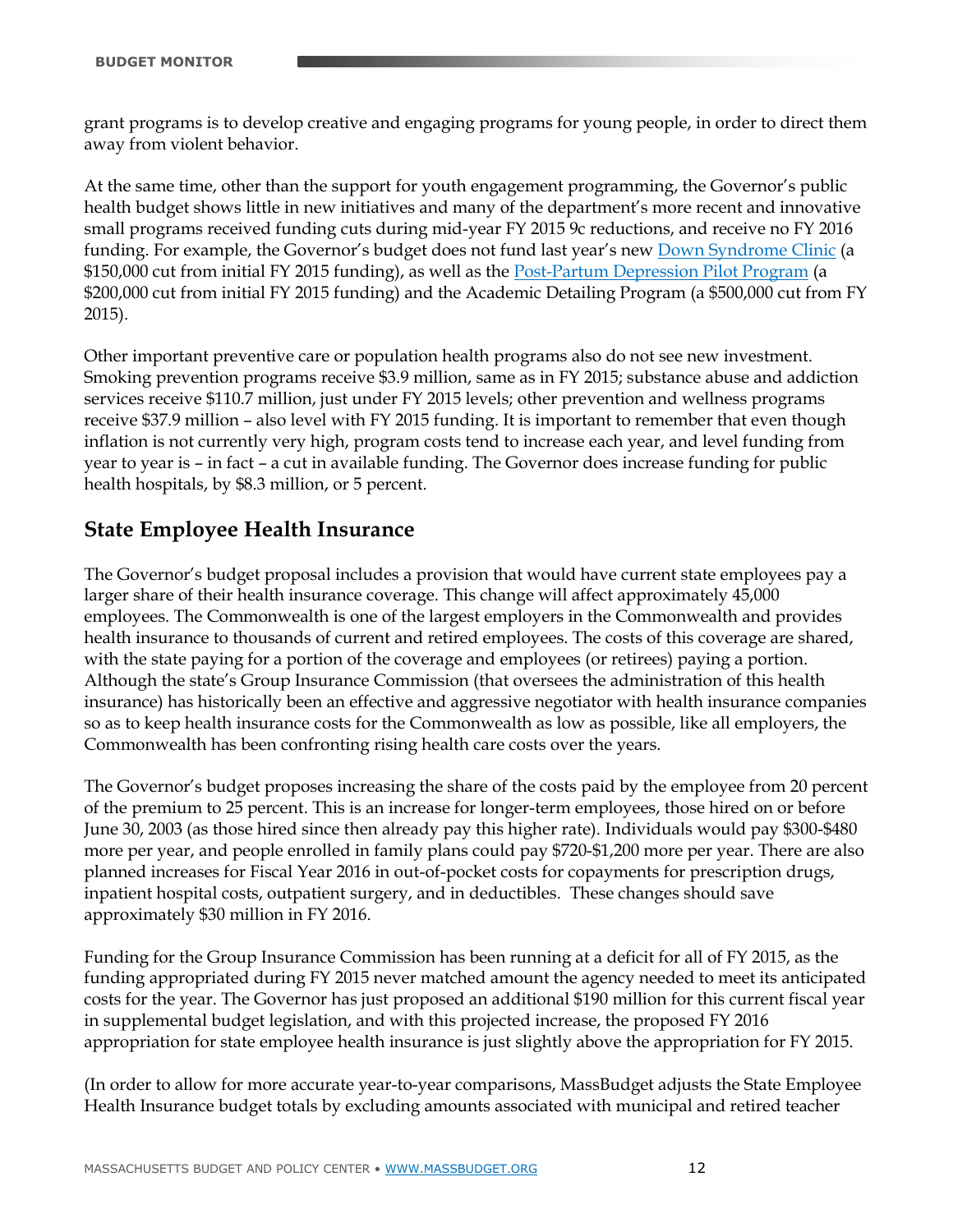grant programs is to develop creative and engaging programs for young people, in order to direct them away from violent behavior.

At the same time, other than the support for youth engagement programming, the Governor's public health budget shows little in new initiatives and many of the department's more recent and innovative small programs received funding cuts during mid-year FY 2015 9c reductions, and receive no FY 2016 funding. For example, the Governor's budget does not fund last year's new Down Syndrome Clinic (a $150,000 cut from initial FY 2015 funding), as well as the Post-Partum Depression Pilot Program (a $200,000 cut from initial FY 2015 funding) and the Academic Detailing Program (a $500,000 cut from FY 2015).

Other important preventive care or population health programs also do not see new investment. Smoking prevention programs receive $3.9 million, same as in FY 2015; substance abuse and addiction services receive $110.7 million, just under FY 2015 levels; other prevention and wellness programs receive $37.9 million – also level with FY 2015 funding. It is important to remember that even though inflation is not currently very high, program costs tend to increase each year, and level funding from year to year is – in fact – a cut in available funding. The Governor does increase funding for public health hospitals, by $8.3 million, or 5 percent.

## State Employee Health Insurance

The Governor's budget proposal includes a provision that would have current state employees pay a larger share of their health insurance coverage. This change will affect approximately 45,000 employees. The Commonwealth is one of the largest employers in the Commonwealth and provides health insurance to thousands of current and retired employees. The costs of this coverage are shared, with the state paying for a portion of the coverage and employees (or retirees) paying a portion. Although the state's Group Insurance Commission (that oversees the administration of this health insurance) has historically been an effective and aggressive negotiator with health insurance companies so as to keep health insurance costs for the Commonwealth as low as possible, like all employers, the Commonwealth has been confronting rising health care costs over the years.

The Governor's budget proposes increasing the share of the costs paid by the employee from 20 percent of the premium to 25 percent. This is an increase for longer-term employees, those hired on or before June 30, 2003 (as those hired since then already pay this higher rate). Individuals would pay $300-$480 more per year, and people enrolled in family plans could pay $720-$1,200 more per year. There are also planned increases for Fiscal Year 2016 in out-of-pocket costs for copayments for prescription drugs, inpatient hospital costs, outpatient surgery, and in deductibles. These changes should save approximately $30 million in FY 2016.

Funding for the Group Insurance Commission has been running at a deficit for all of FY 2015, as the funding appropriated during FY 2015 never matched amount the agency needed to meet its anticipated costs for the year. The Governor has just proposed an additional $190 million for this current fiscal year in supplemental budget legislation, and with this projected increase, the proposed FY 2016 appropriation for state employee health insurance is just slightly above the appropriation for FY 2015.

(In order to allow for more accurate year-to-year comparisons, MassBudget adjusts the State Employee Health Insurance budget totals by excluding amounts associated with municipal and retired teacher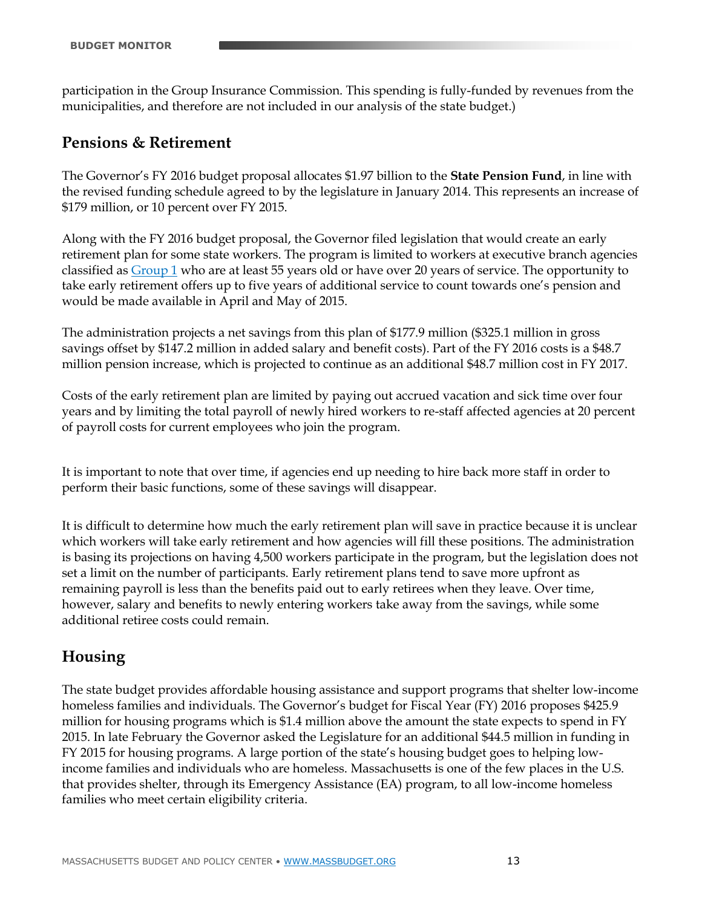participation in the Group Insurance Commission. This spending is fully-funded by revenues from the municipalities, and therefore are not included in our analysis of the state budget.)

## Pensions & Retirement

The Governor's FY 2016 budget proposal allocates $1.97 billion to the **State Pension Fund**, in line with the revised funding schedule agreed to by the legislature in January 2014. This represents an increase of $179 million, or 10 percent over FY 2015.

Along with the FY 2016 budget proposal, the Governor filed legislation that would create an early retirement plan for some state workers. The program is limited to workers at executive branch agencies classified as Group 1 who are at least 55 years old or have over 20 years of service. The opportunity to take early retirement offers up to five years of additional service to count towards one's pension and would be made available in April and May of 2015.

The administration projects a net savings from this plan of $177.9 million ($325.1 million in gross savings offset by $147.2 million in added salary and benefit costs). Part of the FY 2016 costs is a $48.7 million pension increase, which is projected to continue as an additional $48.7 million cost in FY 2017.

Costs of the early retirement plan are limited by paying out accrued vacation and sick time over four years and by limiting the total payroll of newly hired workers to re-staff affected agencies at 20 percent of payroll costs for current employees who join the program.

It is important to note that over time, if agencies end up needing to hire back more staff in order to perform their basic functions, some of these savings will disappear.

It is difficult to determine how much the early retirement plan will save in practice because it is unclear which workers will take early retirement and how agencies will fill these positions. The administration is basing its projections on having 4,500 workers participate in the program, but the legislation does not set a limit on the number of participants. Early retirement plans tend to save more upfront as remaining payroll is less than the benefits paid out to early retirees when they leave. Over time, however, salary and benefits to newly entering workers take away from the savings, while some additional retiree costs could remain.

## Housing

The state budget provides affordable housing assistance and support programs that shelter low-income homeless families and individuals. The Governor's budget for Fiscal Year (FY) 2016 proposes $425.9 million for housing programs which is $1.4 million above the amount the state expects to spend in FY 2015. In late February the Governor asked the Legislature for an additional $44.5 million in funding in FY 2015 for housing programs. A large portion of the state's housing budget goes to helping low-income families and individuals who are homeless. Massachusetts is one of the few places in the U.S. that provides shelter, through its Emergency Assistance (EA) program, to all low-income homeless families who meet certain eligibility criteria.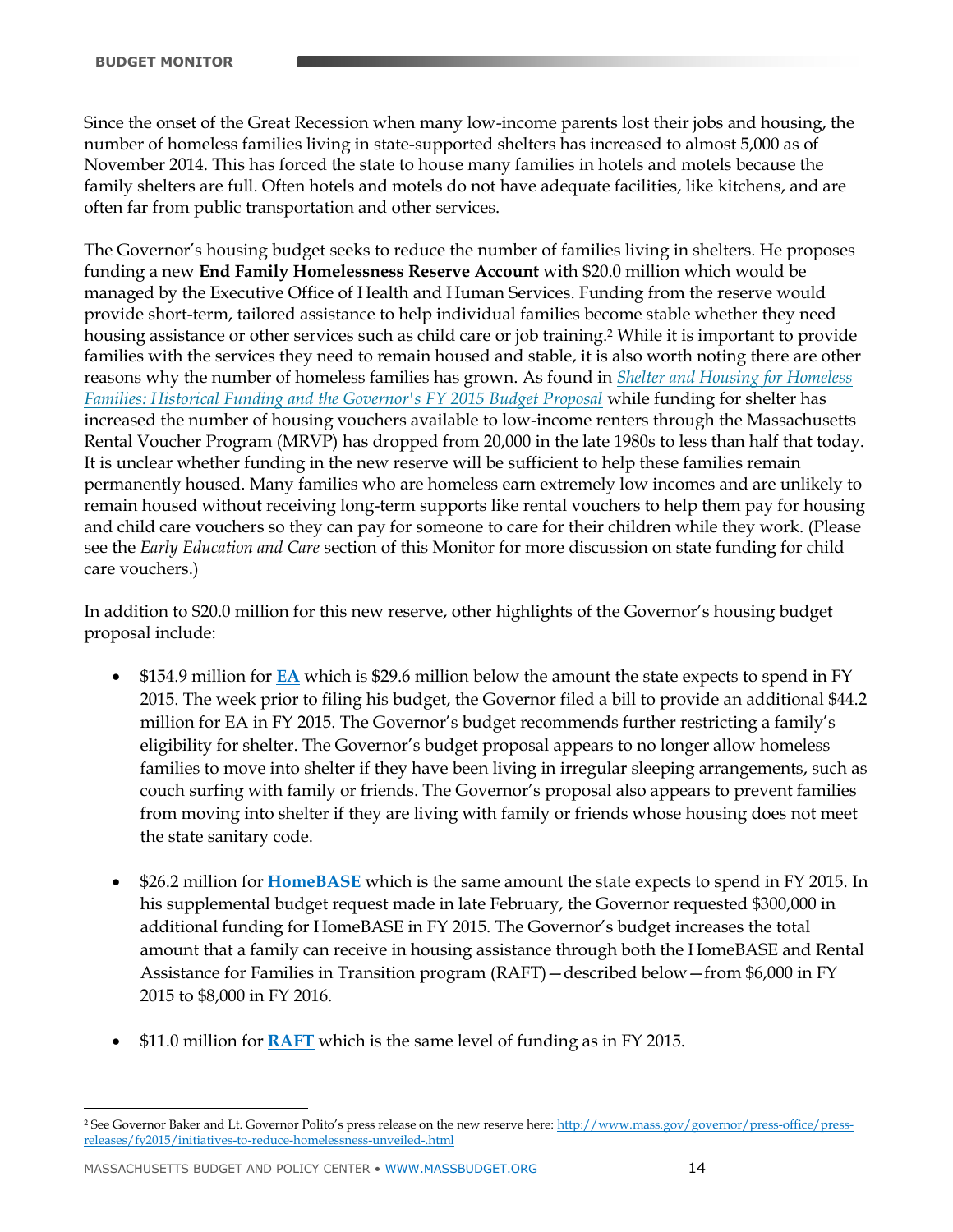Since the onset of the Great Recession when many low-income parents lost their jobs and housing, the number of homeless families living in state-supported shelters has increased to almost 5,000 as of November 2014. This has forced the state to house many families in hotels and motels because the family shelters are full. Often hotels and motels do not have adequate facilities, like kitchens, and are often far from public transportation and other services.

The Governor's housing budget seeks to reduce the number of families living in shelters. He proposes funding a new **End Family Homelessness Reserve Account** with $20.0 million which would be managed by the Executive Office of Health and Human Services. Funding from the reserve would provide short-term, tailored assistance to help individual families become stable whether they need housing assistance or other services such as child care or job training.[2] While it is important to provide families with the services they need to remain housed and stable, it is also worth noting there are other reasons why the number of homeless families has grown. As found in *Shelter and Housing for Homeless Families: Historical Funding and the Governor's FY 2015 Budget Proposal* while funding for shelter has increased the number of housing vouchers available to low-income renters through the Massachusetts Rental Voucher Program (MRVP) has dropped from 20,000 in the late 1980s to less than half that today. It is unclear whether funding in the new reserve will be sufficient to help these families remain permanently housed. Many families who are homeless earn extremely low incomes and are unlikely to remain housed without receiving long-term supports like rental vouchers to help them pay for housing and child care vouchers so they can pay for someone to care for their children while they work. (Please see the *Early Education and Care* section of this Monitor for more discussion on state funding for child care vouchers.)

In addition to $20.0 million for this new reserve, other highlights of the Governor's housing budget proposal include:

- $154.9 million for **EA** which is $29.6 million below the amount the state expects to spend in FY 2015. The week prior to filing his budget, the Governor filed a bill to provide an additional $44.2 million for EA in FY 2015. The Governor's budget recommends further restricting a family's eligibility for shelter. The Governor's budget proposal appears to no longer allow homeless families to move into shelter if they have been living in irregular sleeping arrangements, such as couch surfing with family or friends. The Governor's proposal also appears to prevent families from moving into shelter if they are living with family or friends whose housing does not meet the state sanitary code.

- $26.2 million for **HomeBASE** which is the same amount the state expects to spend in FY 2015. In his supplemental budget request made in late February, the Governor requested $300,000 in additional funding for HomeBASE in FY 2015. The Governor's budget increases the total amount that a family can receive in housing assistance through both the HomeBASE and Rental Assistance for Families in Transition program (RAFT)—described below—from $6,000 in FY 2015 to $8,000 in FY 2016.

- $11.0 million for **RAFT** which is the same level of funding as in FY 2015.

[2] See Governor Baker and Lt. Governor Polito's press release on the new reserve here: http://www.mass.gov/governor/press-office/press-releases/fy2015/initiatives-to-reduce-homelessness-unveiled-.html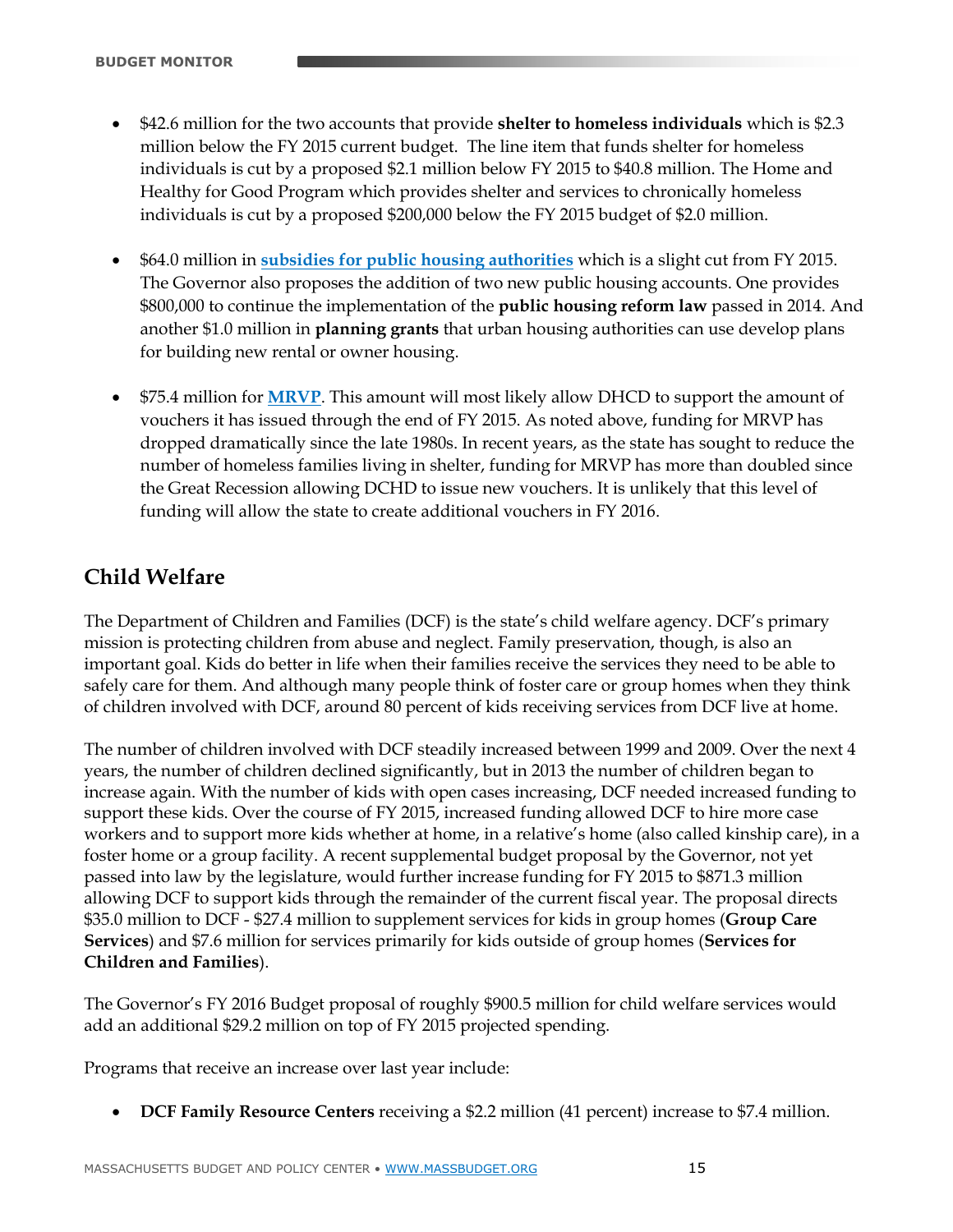- $42.6 million for the two accounts that provide **shelter to homeless individuals** which is $2.3 million below the FY 2015 current budget. The line item that funds shelter for homeless individuals is cut by a proposed $2.1 million below FY 2015 to $40.8 million. The Home and Healthy for Good Program which provides shelter and services to chronically homeless individuals is cut by a proposed $200,000 below the FY 2015 budget of $2.0 million.

- $64.0 million in **subsidies for public housing authorities** which is a slight cut from FY 2015. The Governor also proposes the addition of two new public housing accounts. One provides $800,000 to continue the implementation of the **public housing reform law** passed in 2014. And another $1.0 million in **planning grants** that urban housing authorities can use develop plans for building new rental or owner housing.

- $75.4 million for **MRVP**. This amount will most likely allow DHCD to support the amount of vouchers it has issued through the end of FY 2015. As noted above, funding for MRVP has dropped dramatically since the late 1980s. In recent years, as the state has sought to reduce the number of homeless families living in shelter, funding for MRVP has more than doubled since the Great Recession allowing DCHD to issue new vouchers. It is unlikely that this level of funding will allow the state to create additional vouchers in FY 2016.

## Child Welfare

The Department of Children and Families (DCF) is the state's child welfare agency. DCF's primary mission is protecting children from abuse and neglect. Family preservation, though, is also an important goal. Kids do better in life when their families receive the services they need to be able to safely care for them. And although many people think of foster care or group homes when they think of children involved with DCF, around 80 percent of kids receiving services from DCF live at home.

The number of children involved with DCF steadily increased between 1999 and 2009. Over the next 4 years, the number of children declined significantly, but in 2013 the number of children began to increase again. With the number of kids with open cases increasing, DCF needed increased funding to support these kids. Over the course of FY 2015, increased funding allowed DCF to hire more case workers and to support more kids whether at home, in a relative's home (also called kinship care), in a foster home or a group facility. A recent supplemental budget proposal by the Governor, not yet passed into law by the legislature, would further increase funding for FY 2015 to $871.3 million allowing DCF to support kids through the remainder of the current fiscal year. The proposal directs $35.0 million to DCF - $27.4 million to supplement services for kids in group homes (**Group Care Services**) and $7.6 million for services primarily for kids outside of group homes (**Services for Children and Families**).

The Governor's FY 2016 Budget proposal of roughly $900.5 million for child welfare services would add an additional $29.2 million on top of FY 2015 projected spending.

Programs that receive an increase over last year include:

- **DCF Family Resource Centers** receiving a $2.2 million (41 percent) increase to $7.4 million.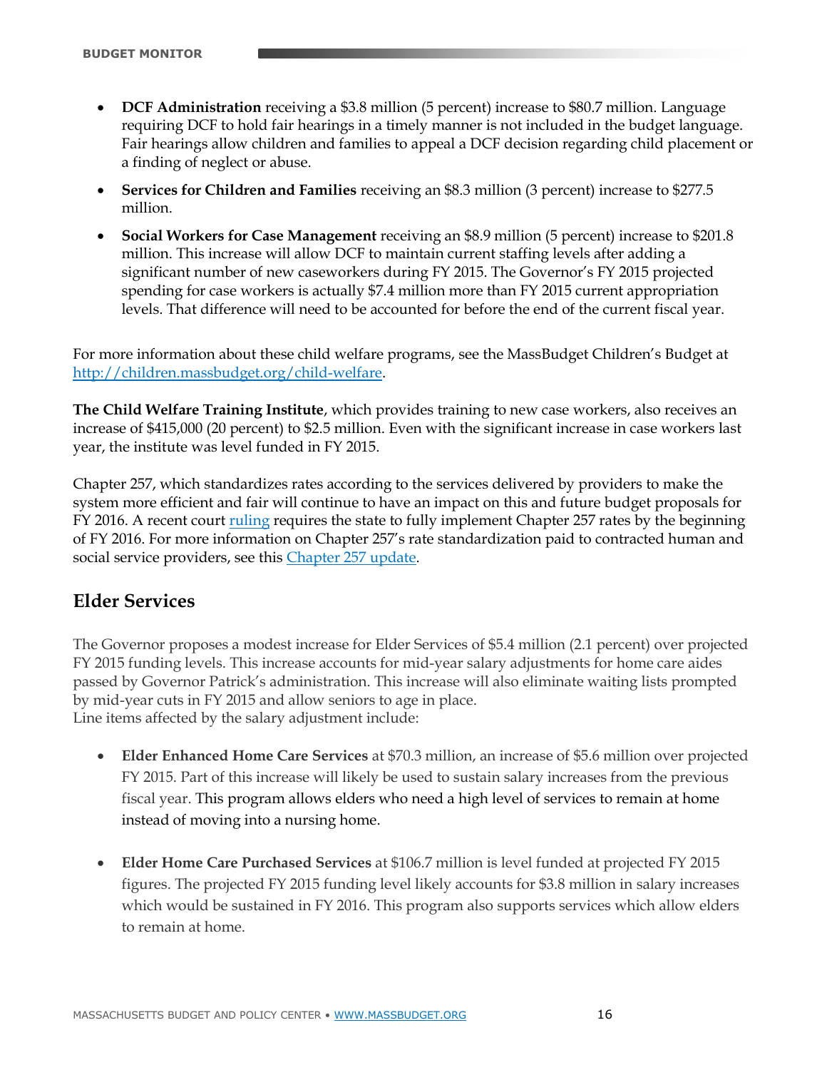- **DCF Administration** receiving a $3.8 million (5 percent) increase to $80.7 million. Language requiring DCF to hold fair hearings in a timely manner is not included in the budget language. Fair hearings allow children and families to appeal a DCF decision regarding child placement or a finding of neglect or abuse.
- **Services for Children and Families** receiving an $8.3 million (3 percent) increase to $277.5 million.
- **Social Workers for Case Management** receiving an $8.9 million (5 percent) increase to $201.8 million. This increase will allow DCF to maintain current staffing levels after adding a significant number of new caseworkers during FY 2015. The Governor's FY 2015 projected spending for case workers is actually $7.4 million more than FY 2015 current appropriation levels. That difference will need to be accounted for before the end of the current fiscal year.

For more information about these child welfare programs, see the MassBudget Children's Budget at http://children.massbudget.org/child-welfare.

**The Child Welfare Training Institute**, which provides training to new case workers, also receives an increase of $415,000 (20 percent) to $2.5 million. Even with the significant increase in case workers last year, the institute was level funded in FY 2015.

Chapter 257, which standardizes rates according to the services delivered by providers to make the system more efficient and fair will continue to have an impact on this and future budget proposals for FY 2016. A recent court ruling requires the state to fully implement Chapter 257 rates by the beginning of FY 2016. For more information on Chapter 257's rate standardization paid to contracted human and social service providers, see this Chapter 257 update.

## Elder Services

The Governor proposes a modest increase for Elder Services of $5.4 million (2.1 percent) over projected FY 2015 funding levels. This increase accounts for mid-year salary adjustments for home care aides passed by Governor Patrick's administration. This increase will also eliminate waiting lists prompted by mid-year cuts in FY 2015 and allow seniors to age in place.
Line items affected by the salary adjustment include:

- **Elder Enhanced Home Care Services** at $70.3 million, an increase of $5.6 million over projected FY 2015. Part of this increase will likely be used to sustain salary increases from the previous fiscal year. This program allows elders who need a high level of services to remain at home instead of moving into a nursing home.
- **Elder Home Care Purchased Services** at $106.7 million is level funded at projected FY 2015 figures. The projected FY 2015 funding level likely accounts for $3.8 million in salary increases which would be sustained in FY 2016. This program also supports services which allow elders to remain at home.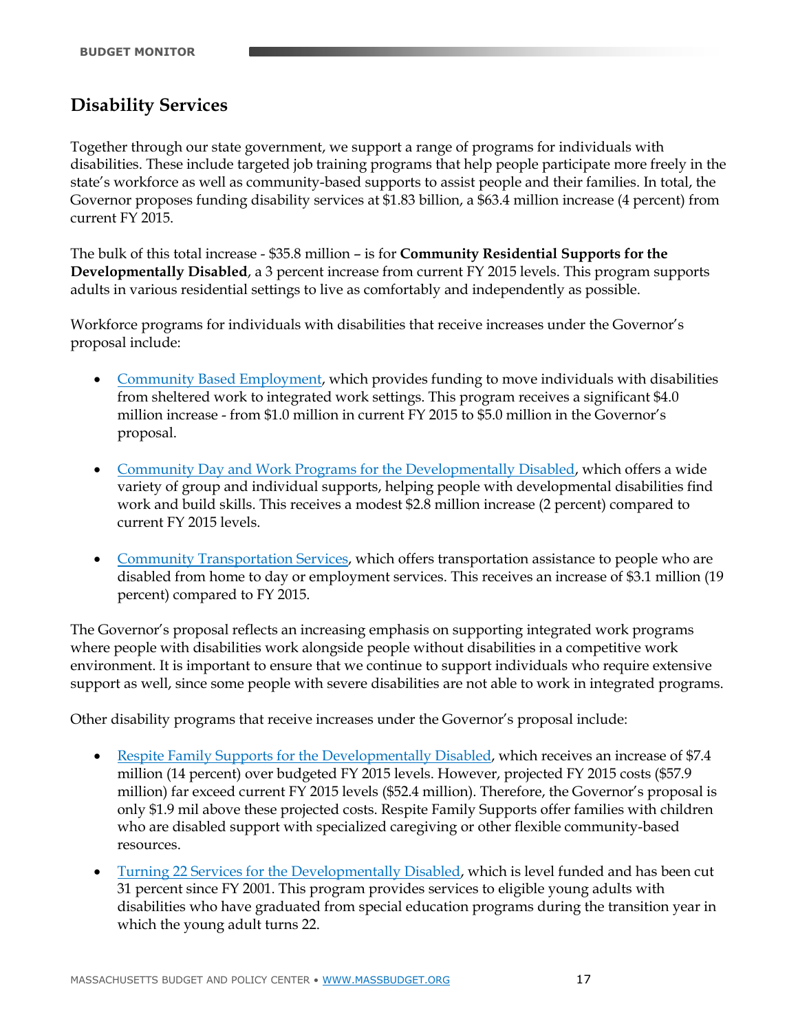## Disability Services

Together through our state government, we support a range of programs for individuals with disabilities. These include targeted job training programs that help people participate more freely in the state's workforce as well as community-based supports to assist people and their families. In total, the Governor proposes funding disability services at $1.83 billion, a $63.4 million increase (4 percent) from current FY 2015.

The bulk of this total increase - $35.8 million – is for **Community Residential Supports for the Developmentally Disabled**, a 3 percent increase from current FY 2015 levels. This program supports adults in various residential settings to live as comfortably and independently as possible.

Workforce programs for individuals with disabilities that receive increases under the Governor's proposal include:

- Community Based Employment, which provides funding to move individuals with disabilities from sheltered work to integrated work settings. This program receives a significant $4.0 million increase - from $1.0 million in current FY 2015 to $5.0 million in the Governor's proposal.

- Community Day and Work Programs for the Developmentally Disabled, which offers a wide variety of group and individual supports, helping people with developmental disabilities find work and build skills. This receives a modest $2.8 million increase (2 percent) compared to current FY 2015 levels.

- Community Transportation Services, which offers transportation assistance to people who are disabled from home to day or employment services. This receives an increase of $3.1 million (19 percent) compared to FY 2015.

The Governor's proposal reflects an increasing emphasis on supporting integrated work programs where people with disabilities work alongside people without disabilities in a competitive work environment. It is important to ensure that we continue to support individuals who require extensive support as well, since some people with severe disabilities are not able to work in integrated programs.

Other disability programs that receive increases under the Governor's proposal include:

- Respite Family Supports for the Developmentally Disabled, which receives an increase of $7.4 million (14 percent) over budgeted FY 2015 levels. However, projected FY 2015 costs ($57.9 million) far exceed current FY 2015 levels ($52.4 million). Therefore, the Governor's proposal is only $1.9 mil above these projected costs. Respite Family Supports offer families with children who are disabled support with specialized caregiving or other flexible community-based resources.

- Turning 22 Services for the Developmentally Disabled, which is level funded and has been cut 31 percent since FY 2001. This program provides services to eligible young adults with disabilities who have graduated from special education programs during the transition year in which the young adult turns 22.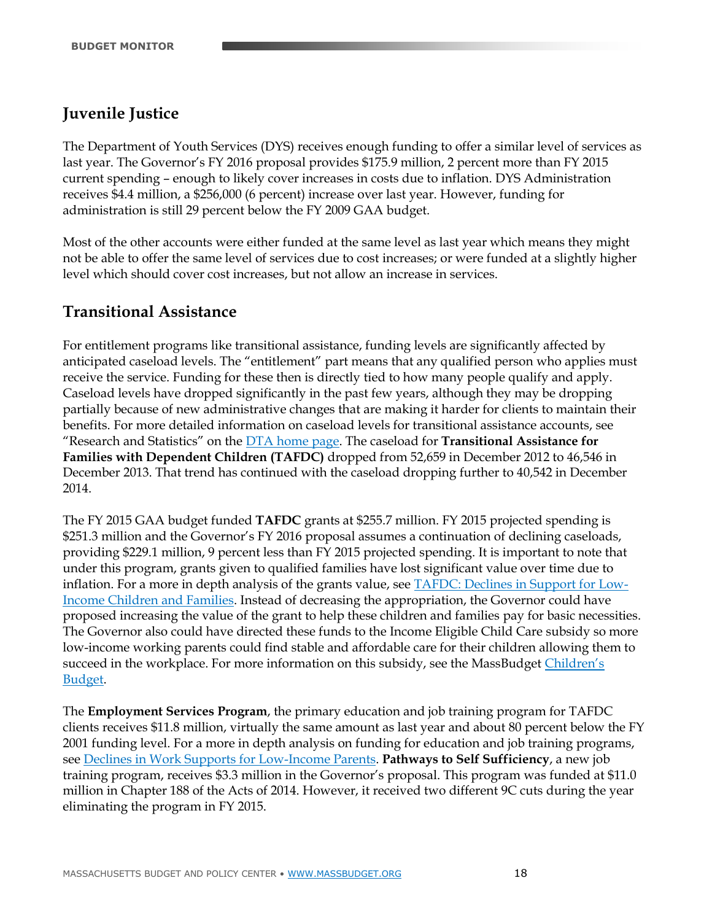## Juvenile Justice

The Department of Youth Services (DYS) receives enough funding to offer a similar level of services as last year. The Governor's FY 2016 proposal provides $175.9 million, 2 percent more than FY 2015 current spending – enough to likely cover increases in costs due to inflation. DYS Administration receives $4.4 million, a $256,000 (6 percent) increase over last year. However, funding for administration is still 29 percent below the FY 2009 GAA budget.

Most of the other accounts were either funded at the same level as last year which means they might not be able to offer the same level of services due to cost increases; or were funded at a slightly higher level which should cover cost increases, but not allow an increase in services.

## Transitional Assistance

For entitlement programs like transitional assistance, funding levels are significantly affected by anticipated caseload levels. The "entitlement" part means that any qualified person who applies must receive the service. Funding for these then is directly tied to how many people qualify and apply. Caseload levels have dropped significantly in the past few years, although they may be dropping partially because of new administrative changes that are making it harder for clients to maintain their benefits. For more detailed information on caseload levels for transitional assistance accounts, see "Research and Statistics" on the DTA home page. The caseload for **Transitional Assistance for Families with Dependent Children (TAFDC)** dropped from 52,659 in December 2012 to 46,546 in December 2013. That trend has continued with the caseload dropping further to 40,542 in December 2014.

The FY 2015 GAA budget funded **TAFDC** grants at $255.7 million. FY 2015 projected spending is $251.3 million and the Governor's FY 2016 proposal assumes a continuation of declining caseloads, providing $229.1 million, 9 percent less than FY 2015 projected spending. It is important to note that under this program, grants given to qualified families have lost significant value over time due to inflation. For a more in depth analysis of the grants value, see TAFDC: Declines in Support for Low-Income Children and Families. Instead of decreasing the appropriation, the Governor could have proposed increasing the value of the grant to help these children and families pay for basic necessities. The Governor also could have directed these funds to the Income Eligible Child Care subsidy so more low-income working parents could find stable and affordable care for their children allowing them to succeed in the workplace. For more information on this subsidy, see the MassBudget Children's Budget.

The **Employment Services Program**, the primary education and job training program for TAFDC clients receives $11.8 million, virtually the same amount as last year and about 80 percent below the FY 2001 funding level. For a more in depth analysis on funding for education and job training programs, see Declines in Work Supports for Low-Income Parents. **Pathways to Self Sufficiency**, a new job training program, receives $3.3 million in the Governor's proposal. This program was funded at $11.0 million in Chapter 188 of the Acts of 2014. However, it received two different 9C cuts during the year eliminating the program in FY 2015.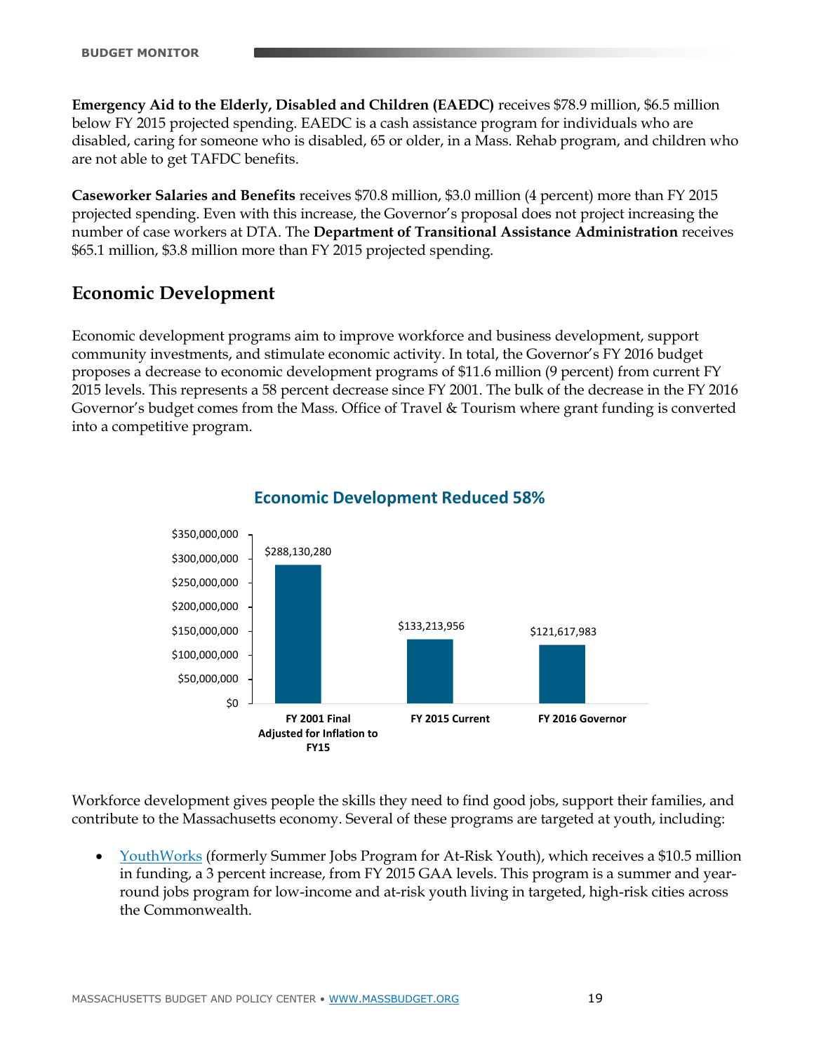**Emergency Aid to the Elderly, Disabled and Children (EAEDC)** receives $78.9 million, $6.5 million below FY 2015 projected spending. EAEDC is a cash assistance program for individuals who are disabled, caring for someone who is disabled, 65 or older, in a Mass. Rehab program, and children who are not able to get TAFDC benefits.

**Caseworker Salaries and Benefits** receives $70.8 million, $3.0 million (4 percent) more than FY 2015 projected spending. Even with this increase, the Governor's proposal does not project increasing the number of case workers at DTA. The **Department of Transitional Assistance Administration** receives $65.1 million, $3.8 million more than FY 2015 projected spending.

## Economic Development

Economic development programs aim to improve workforce and business development, support community investments, and stimulate economic activity. In total, the Governor's FY 2016 budget proposes a decrease to economic development programs of $11.6 million (9 percent) from current FY 2015 levels. This represents a 58 percent decrease since FY 2001. The bulk of the decrease in the FY 2016 Governor's budget comes from the Mass. Office of Travel & Tourism where grant funding is converted into a competitive program.

Economic Development Reduced 58%

$350,000,000
$300,000,000
$250,000,000
$200,000,000
$150,000,000
$100,000,000
$50,000,000
$0

$288,130,280
$133,213,956
$121,617,983

FY 2001 Final Adjusted for Inflation to FY15
FY 2015 Current
FY 2016 Governor

Workforce development gives people the skills they need to find good jobs, support their families, and contribute to the Massachusetts economy. Several of these programs are targeted at youth, including:

- YouthWorks (formerly Summer Jobs Program for At-Risk Youth), which receives a $10.5 million in funding, a 3 percent increase, from FY 2015 GAA levels. This program is a summer and year-round jobs program for low-income and at-risk youth living in targeted, high-risk cities across the Commonwealth.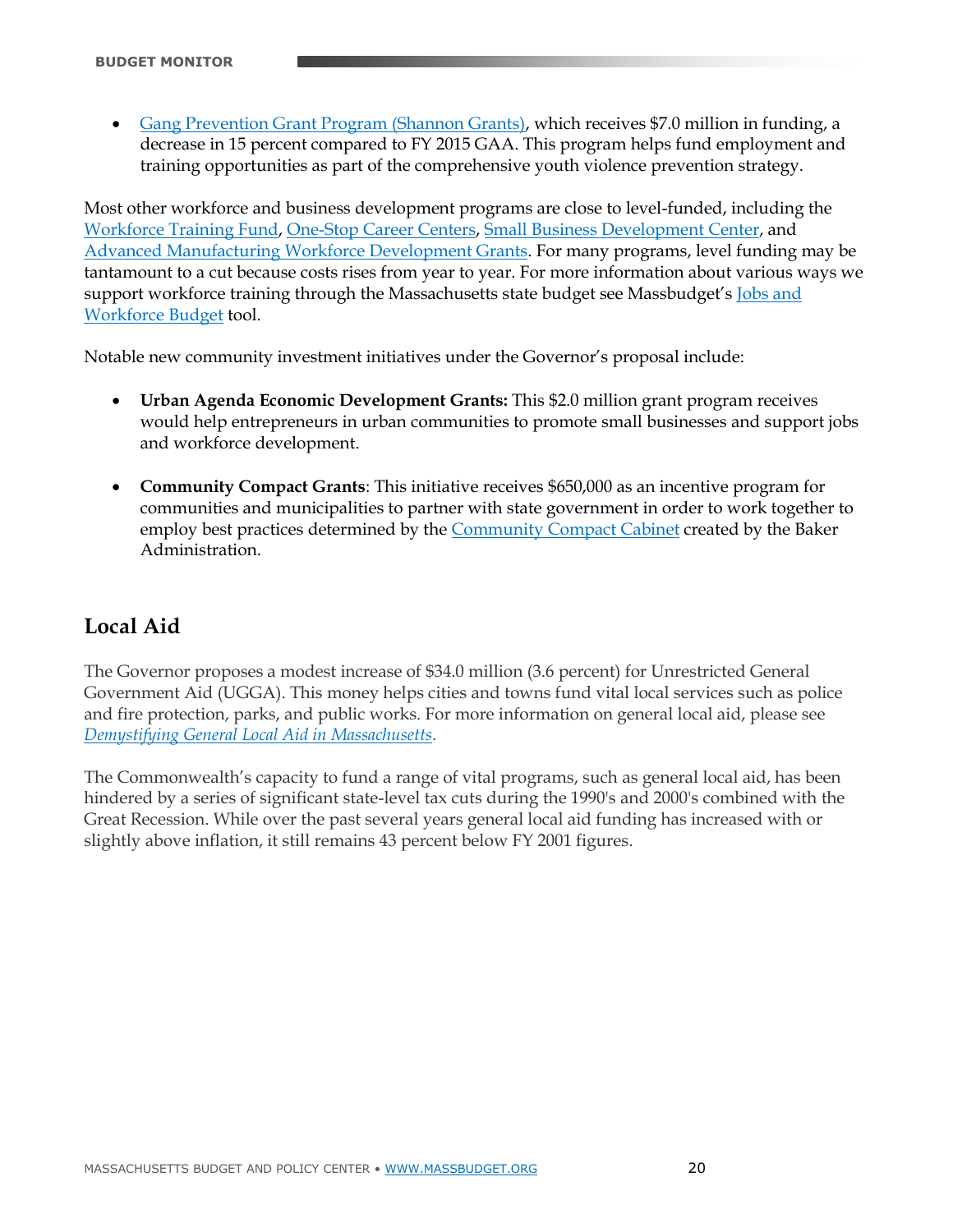- Gang Prevention Grant Program (Shannon Grants), which receives $7.0 million in funding, a decrease in 15 percent compared to FY 2015 GAA. This program helps fund employment and training opportunities as part of the comprehensive youth violence prevention strategy.

Most other workforce and business development programs are close to level-funded, including the Workforce Training Fund, One-Stop Career Centers, Small Business Development Center, and Advanced Manufacturing Workforce Development Grants. For many programs, level funding may be tantamount to a cut because costs rises from year to year. For more information about various ways we support workforce training through the Massachusetts state budget see Massbudget's Jobs and Workforce Budget tool.

Notable new community investment initiatives under the Governor's proposal include:

- **Urban Agenda Economic Development Grants:** This $2.0 million grant program receives would help entrepreneurs in urban communities to promote small businesses and support jobs and workforce development.

- **Community Compact Grants**: This initiative receives $650,000 as an incentive program for communities and municipalities to partner with state government in order to work together to employ best practices determined by the Community Compact Cabinet created by the Baker Administration.

## Local Aid

The Governor proposes a modest increase of $34.0 million (3.6 percent) for Unrestricted General Government Aid (UGGA). This money helps cities and towns fund vital local services such as police and fire protection, parks, and public works. For more information on general local aid, please see *Demystifying General Local Aid in Massachusetts*.

The Commonwealth's capacity to fund a range of vital programs, such as general local aid, has been hindered by a series of significant state-level tax cuts during the 1990's and 2000's combined with the Great Recession. While over the past several years general local aid funding has increased with or slightly above inflation, it still remains 43 percent below FY 2001 figures.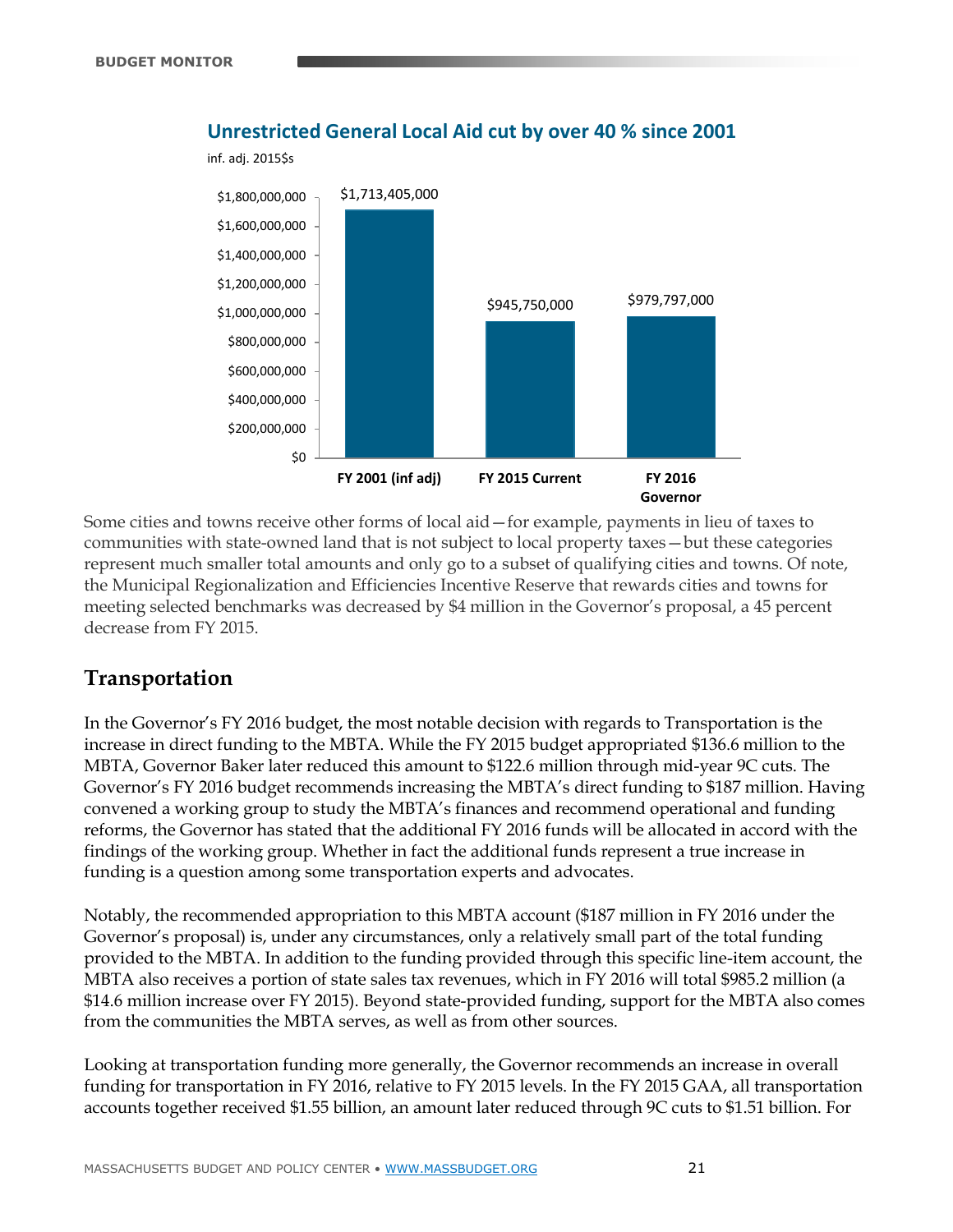**Unrestricted General Local Aid cut by over 40 % since 2001**

inf. adj. 2015$s

$1,800,000,000
$1,600,000,000
$1,400,000,000
$1,200,000,000
$1,000,000,000
$800,000,000
$600,000,000
$400,000,000
$200,000,000
$0

$1,713,405,000
$945,750,000
$979,797,000

FY 2001 (inf adj)
FY 2015 Current
FY 2016 Governor

Some cities and towns receive other forms of local aid—for example, payments in lieu of taxes to communities with state-owned land that is not subject to local property taxes—but these categories represent much smaller total amounts and only go to a subset of qualifying cities and towns. Of note, the Municipal Regionalization and Efficiencies Incentive Reserve that rewards cities and towns for meeting selected benchmarks was decreased by $4 million in the Governor's proposal, a 45 percent decrease from FY 2015.

## Transportation

In the Governor's FY 2016 budget, the most notable decision with regards to Transportation is the increase in direct funding to the MBTA. While the FY 2015 budget appropriated $136.6 million to the MBTA, Governor Baker later reduced this amount to $122.6 million through mid-year 9C cuts. The Governor's FY 2016 budget recommends increasing the MBTA's direct funding to $187 million. Having convened a working group to study the MBTA's finances and recommend operational and funding reforms, the Governor has stated that the additional FY 2016 funds will be allocated in accord with the findings of the working group. Whether in fact the additional funds represent a true increase in funding is a question among some transportation experts and advocates.

Notably, the recommended appropriation to this MBTA account ($187 million in FY 2016 under the Governor's proposal) is, under any circumstances, only a relatively small part of the total funding provided to the MBTA. In addition to the funding provided through this specific line-item account, the MBTA also receives a portion of state sales tax revenues, which in FY 2016 will total $985.2 million (a $14.6 million increase over FY 2015). Beyond state-provided funding, support for the MBTA also comes from the communities the MBTA serves, as well as from other sources.

Looking at transportation funding more generally, the Governor recommends an increase in overall funding for transportation in FY 2016, relative to FY 2015 levels. In the FY 2015 GAA, all transportation accounts together received $1.55 billion, an amount later reduced through 9C cuts to $1.51 billion. For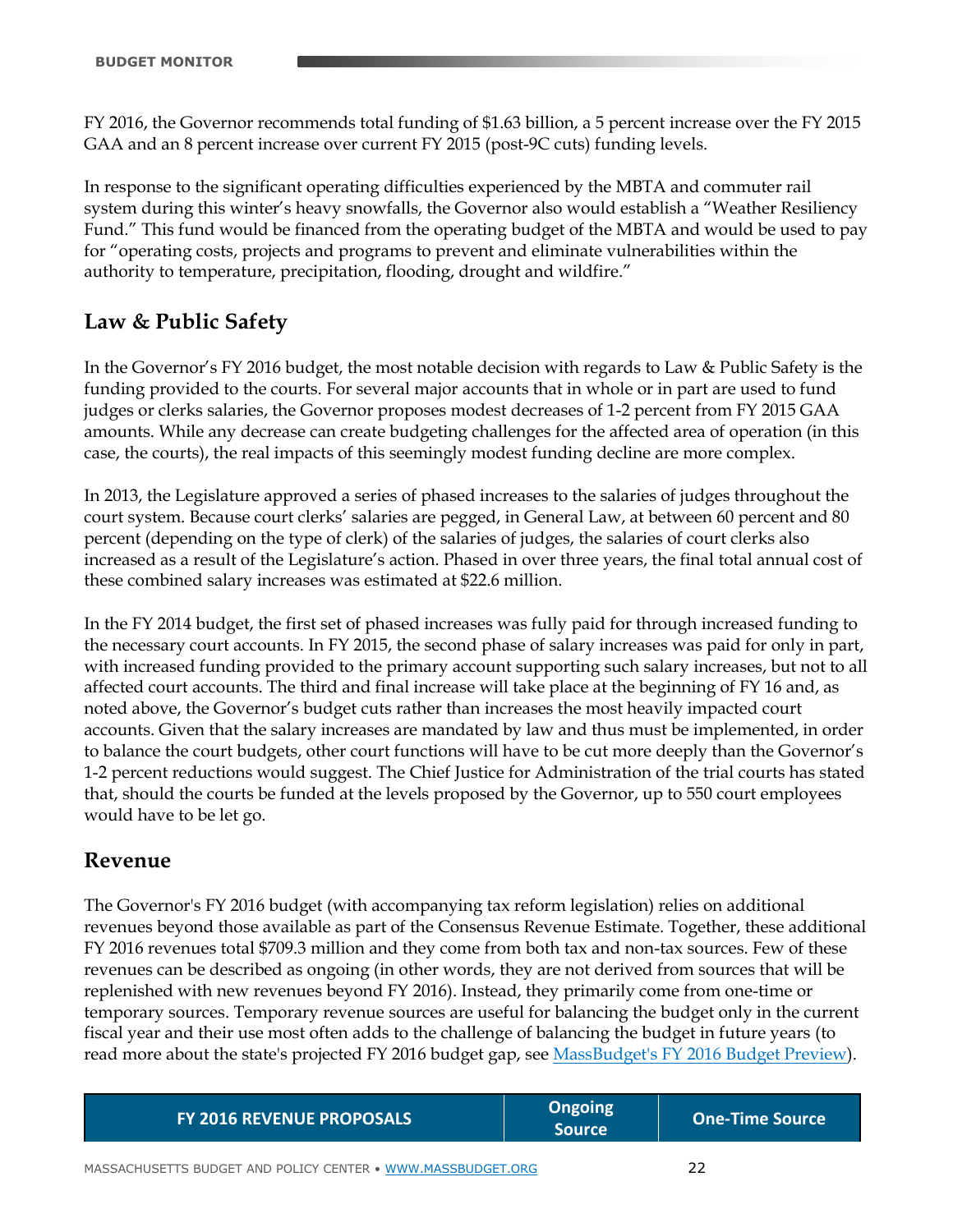FY 2016, the Governor recommends total funding of $1.63 billion, a 5 percent increase over the FY 2015 GAA and an 8 percent increase over current FY 2015 (post-9C cuts) funding levels.

In response to the significant operating difficulties experienced by the MBTA and commuter rail system during this winter's heavy snowfalls, the Governor also would establish a "Weather Resiliency Fund." This fund would be financed from the operating budget of the MBTA and would be used to pay for "operating costs, projects and programs to prevent and eliminate vulnerabilities within the authority to temperature, precipitation, flooding, drought and wildfire."

## Law & Public Safety

In the Governor's FY 2016 budget, the most notable decision with regards to Law & Public Safety is the funding provided to the courts. For several major accounts that in whole or in part are used to fund judges or clerks salaries, the Governor proposes modest decreases of 1-2 percent from FY 2015 GAA amounts. While any decrease can create budgeting challenges for the affected area of operation (in this case, the courts), the real impacts of this seemingly modest funding decline are more complex.

In 2013, the Legislature approved a series of phased increases to the salaries of judges throughout the court system. Because court clerks' salaries are pegged, in General Law, at between 60 percent and 80 percent (depending on the type of clerk) of the salaries of judges, the salaries of court clerks also increased as a result of the Legislature's action. Phased in over three years, the final total annual cost of these combined salary increases was estimated at $22.6 million.

In the FY 2014 budget, the first set of phased increases was fully paid for through increased funding to the necessary court accounts. In FY 2015, the second phase of salary increases was paid for only in part, with increased funding provided to the primary account supporting such salary increases, but not to all affected court accounts. The third and final increase will take place at the beginning of FY 16 and, as noted above, the Governor's budget cuts rather than increases the most heavily impacted court accounts. Given that the salary increases are mandated by law and thus must be implemented, in order to balance the court budgets, other court functions will have to be cut more deeply than the Governor's 1-2 percent reductions would suggest. The Chief Justice for Administration of the trial courts has stated that, should the courts be funded at the levels proposed by the Governor, up to 550 court employees would have to be let go.

## Revenue

The Governor's FY 2016 budget (with accompanying tax reform legislation) relies on additional revenues beyond those available as part of the Consensus Revenue Estimate. Together, these additional FY 2016 revenues total $709.3 million and they come from both tax and non-tax sources. Few of these revenues can be described as ongoing (in other words, they are not derived from sources that will be replenished with new revenues beyond FY 2016). Instead, they primarily come from one-time or temporary sources. Temporary revenue sources are useful for balancing the budget only in the current fiscal year and their use most often adds to the challenge of balancing the budget in future years (to read more about the state's projected FY 2016 budget gap, see [MassBudget's FY 2016 Budget Preview](MassBudget's FY 2016 Budget Preview)).

| FY 2016 REVENUE PROPOSALS | Ongoing Source | One-Time Source |
|---|---|---|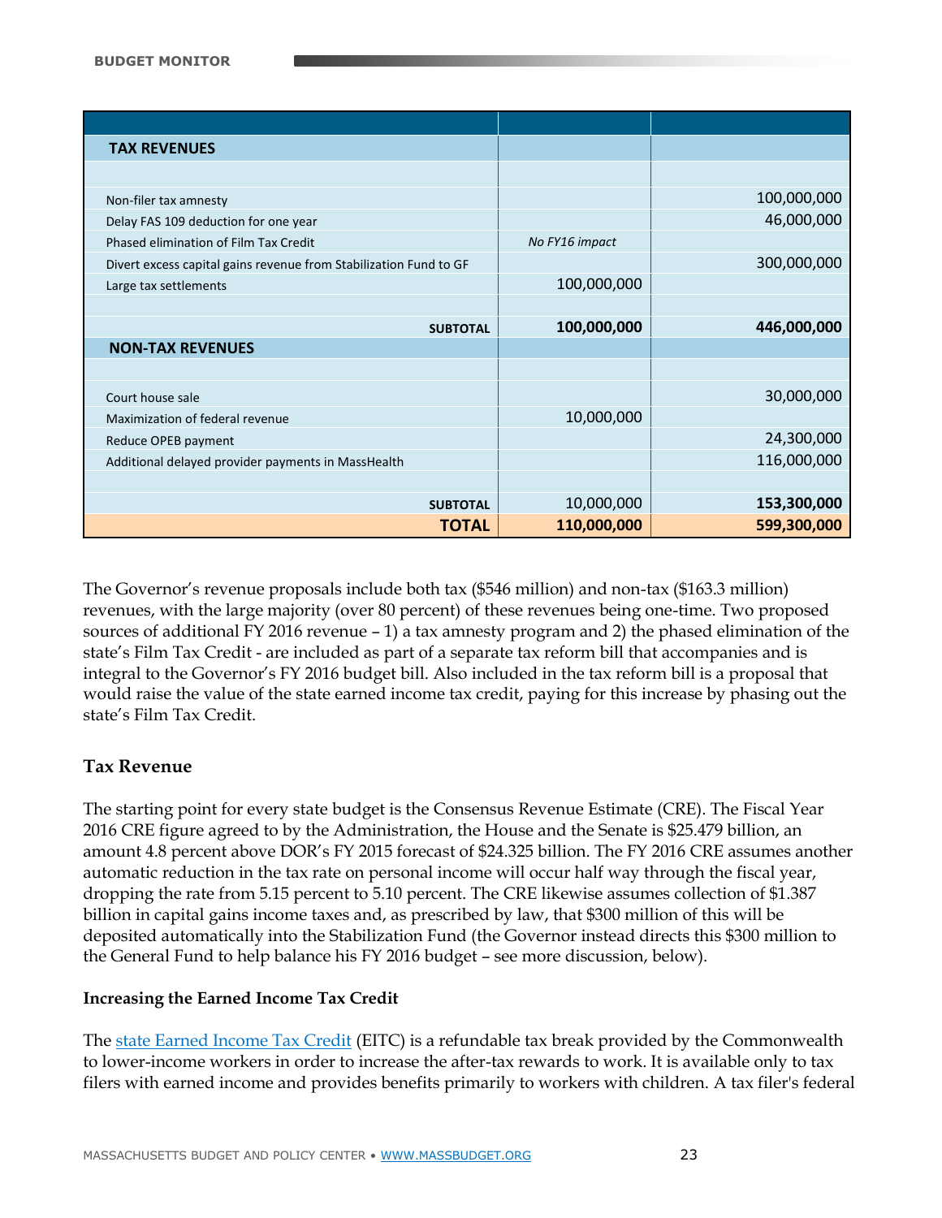| | | |
|---|---|---|
| **TAX REVENUES** | | |
| | | |
| Non-filer tax amnesty | | 100,000,000 |
| Delay FAS 109 deduction for one year | | 46,000,000 |
| Phased elimination of Film Tax Credit | *No FY16 impact* | |
| Divert excess capital gains revenue from Stabilization Fund to GF | | 300,000,000 |
| Large tax settlements | 100,000,000 | |
| | | |
| **SUBTOTAL** | **100,000,000** | **446,000,000** |
| **NON-TAX REVENUES** | | |
| | | |
| Court house sale | | 30,000,000 |
| Maximization of federal revenue | 10,000,000 | |
| Reduce OPEB payment | | 24,300,000 |
| Additional delayed provider payments in MassHealth | | 116,000,000 |
| | | |
| **SUBTOTAL** | 10,000,000 | **153,300,000** |
| **TOTAL** | **110,000,000** | **599,300,000** |

The Governor's revenue proposals include both tax ($546 million) and non-tax ($163.3 million) revenues, with the large majority (over 80 percent) of these revenues being one-time. Two proposed sources of additional FY 2016 revenue – 1) a tax amnesty program and 2) the phased elimination of the state's Film Tax Credit - are included as part of a separate tax reform bill that accompanies and is integral to the Governor's FY 2016 budget bill. Also included in the tax reform bill is a proposal that would raise the value of the state earned income tax credit, paying for this increase by phasing out the state's Film Tax Credit.

## Tax Revenue

The starting point for every state budget is the Consensus Revenue Estimate (CRE). The Fiscal Year 2016 CRE figure agreed to by the Administration, the House and the Senate is $25.479 billion, an amount 4.8 percent above DOR's FY 2015 forecast of $24.325 billion. The FY 2016 CRE assumes another automatic reduction in the tax rate on personal income will occur half way through the fiscal year, dropping the rate from 5.15 percent to 5.10 percent. The CRE likewise assumes collection of $1.387 billion in capital gains income taxes and, as prescribed by law, that $300 million of this will be deposited automatically into the Stabilization Fund (the Governor instead directs this $300 million to the General Fund to help balance his FY 2016 budget – see more discussion, below).

### Increasing the Earned Income Tax Credit

The state Earned Income Tax Credit (EITC) is a refundable tax break provided by the Commonwealth to lower-income workers in order to increase the after-tax rewards to work. It is available only to tax filers with earned income and provides benefits primarily to workers with children. A tax filer's federal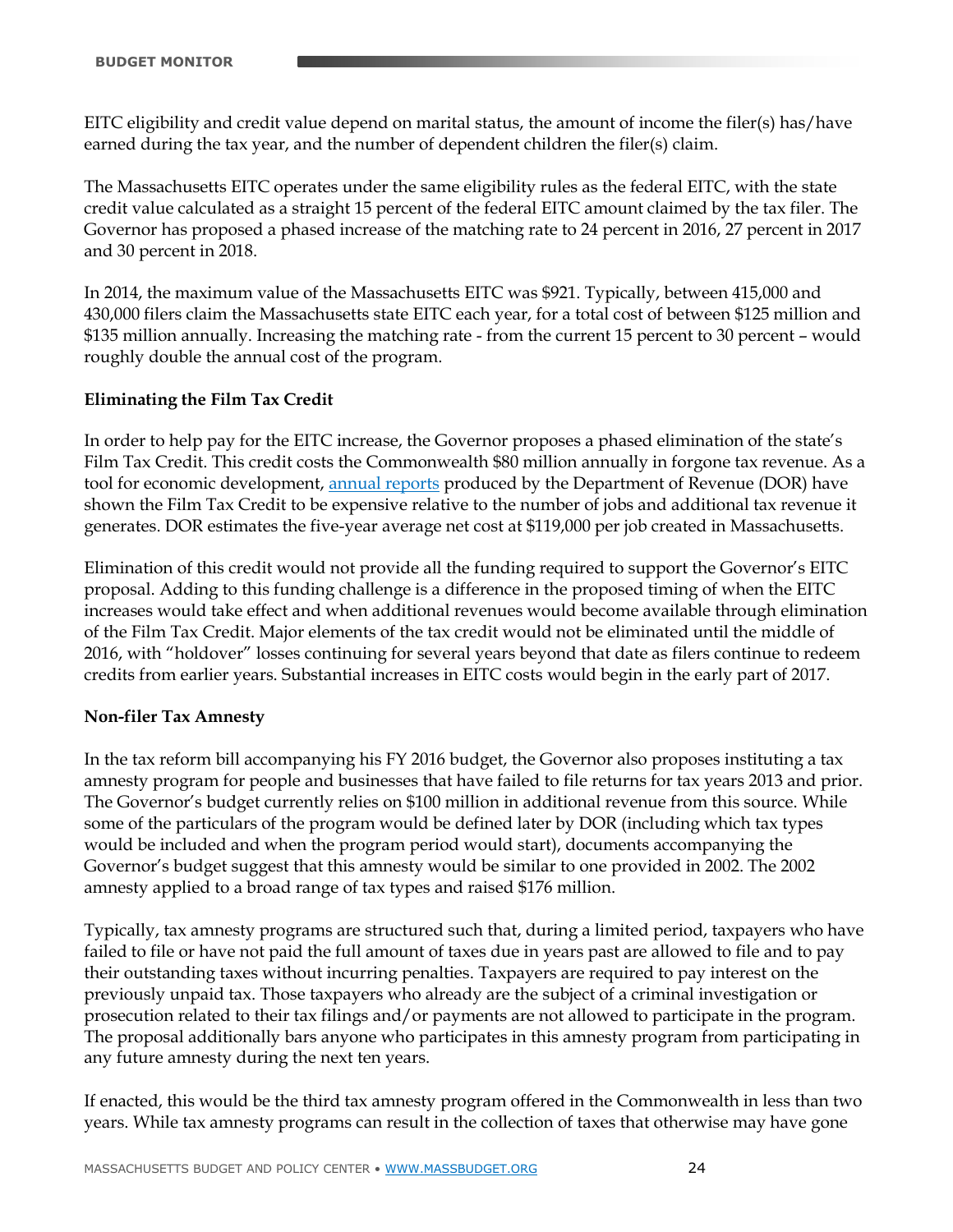EITC eligibility and credit value depend on marital status, the amount of income the filer(s) has/have earned during the tax year, and the number of dependent children the filer(s) claim.

The Massachusetts EITC operates under the same eligibility rules as the federal EITC, with the state credit value calculated as a straight 15 percent of the federal EITC amount claimed by the tax filer. The Governor has proposed a phased increase of the matching rate to 24 percent in 2016, 27 percent in 2017 and 30 percent in 2018.

In 2014, the maximum value of the Massachusetts EITC was $921. Typically, between 415,000 and 430,000 filers claim the Massachusetts state EITC each year, for a total cost of between $125 million and $135 million annually. Increasing the matching rate - from the current 15 percent to 30 percent – would roughly double the annual cost of the program.

**Eliminating the Film Tax Credit**

In order to help pay for the EITC increase, the Governor proposes a phased elimination of the state's Film Tax Credit. This credit costs the Commonwealth $80 million annually in forgone tax revenue. As a tool for economic development, annual reports produced by the Department of Revenue (DOR) have shown the Film Tax Credit to be expensive relative to the number of jobs and additional tax revenue it generates. DOR estimates the five-year average net cost at $119,000 per job created in Massachusetts.

Elimination of this credit would not provide all the funding required to support the Governor's EITC proposal. Adding to this funding challenge is a difference in the proposed timing of when the EITC increases would take effect and when additional revenues would become available through elimination of the Film Tax Credit. Major elements of the tax credit would not be eliminated until the middle of 2016, with "holdover" losses continuing for several years beyond that date as filers continue to redeem credits from earlier years. Substantial increases in EITC costs would begin in the early part of 2017.

**Non-filer Tax Amnesty**

In the tax reform bill accompanying his FY 2016 budget, the Governor also proposes instituting a tax amnesty program for people and businesses that have failed to file returns for tax years 2013 and prior. The Governor's budget currently relies on $100 million in additional revenue from this source. While some of the particulars of the program would be defined later by DOR (including which tax types would be included and when the program period would start), documents accompanying the Governor's budget suggest that this amnesty would be similar to one provided in 2002. The 2002 amnesty applied to a broad range of tax types and raised $176 million.

Typically, tax amnesty programs are structured such that, during a limited period, taxpayers who have failed to file or have not paid the full amount of taxes due in years past are allowed to file and to pay their outstanding taxes without incurring penalties. Taxpayers are required to pay interest on the previously unpaid tax. Those taxpayers who already are the subject of a criminal investigation or prosecution related to their tax filings and/or payments are not allowed to participate in the program. The proposal additionally bars anyone who participates in this amnesty program from participating in any future amnesty during the next ten years.

If enacted, this would be the third tax amnesty program offered in the Commonwealth in less than two years. While tax amnesty programs can result in the collection of taxes that otherwise may have gone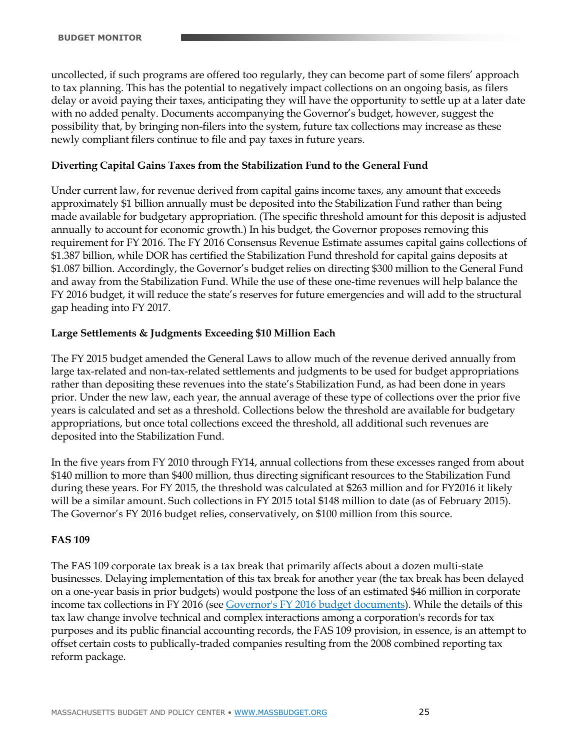uncollected, if such programs are offered too regularly, they can become part of some filers' approach to tax planning. This has the potential to negatively impact collections on an ongoing basis, as filers delay or avoid paying their taxes, anticipating they will have the opportunity to settle up at a later date with no added penalty. Documents accompanying the Governor's budget, however, suggest the possibility that, by bringing non-filers into the system, future tax collections may increase as these newly compliant filers continue to file and pay taxes in future years.

**Diverting Capital Gains Taxes from the Stabilization Fund to the General Fund**

Under current law, for revenue derived from capital gains income taxes, any amount that exceeds approximately $1 billion annually must be deposited into the Stabilization Fund rather than being made available for budgetary appropriation. (The specific threshold amount for this deposit is adjusted annually to account for economic growth.) In his budget, the Governor proposes removing this requirement for FY 2016. The FY 2016 Consensus Revenue Estimate assumes capital gains collections of $1.387 billion, while DOR has certified the Stabilization Fund threshold for capital gains deposits at $1.087 billion. Accordingly, the Governor's budget relies on directing $300 million to the General Fund and away from the Stabilization Fund. While the use of these one-time revenues will help balance the FY 2016 budget, it will reduce the state's reserves for future emergencies and will add to the structural gap heading into FY 2017.

**Large Settlements & Judgments Exceeding $10 Million Each**

The FY 2015 budget amended the General Laws to allow much of the revenue derived annually from large tax-related and non-tax-related settlements and judgments to be used for budget appropriations rather than depositing these revenues into the state's Stabilization Fund, as had been done in years prior. Under the new law, each year, the annual average of these type of collections over the prior five years is calculated and set as a threshold. Collections below the threshold are available for budgetary appropriations, but once total collections exceed the threshold, all additional such revenues are deposited into the Stabilization Fund.

In the five years from FY 2010 through FY14, annual collections from these excesses ranged from about $140 million to more than $400 million, thus directing significant resources to the Stabilization Fund during these years. For FY 2015, the threshold was calculated at $263 million and for FY2016 it likely will be a similar amount. Such collections in FY 2015 total $148 million to date (as of February 2015). The Governor's FY 2016 budget relies, conservatively, on $100 million from this source.

**FAS 109**

The FAS 109 corporate tax break is a tax break that primarily affects about a dozen multi-state businesses. Delaying implementation of this tax break for another year (the tax break has been delayed on a one-year basis in prior budgets) would postpone the loss of an estimated $46 million in corporate income tax collections in FY 2016 (see [Governor's FY 2016 budget documents](Governor's FY 2016 budget documents)). While the details of this tax law change involve technical and complex interactions among a corporation's records for tax purposes and its public financial accounting records, the FAS 109 provision, in essence, is an attempt to offset certain costs to publically-traded companies resulting from the 2008 combined reporting tax reform package.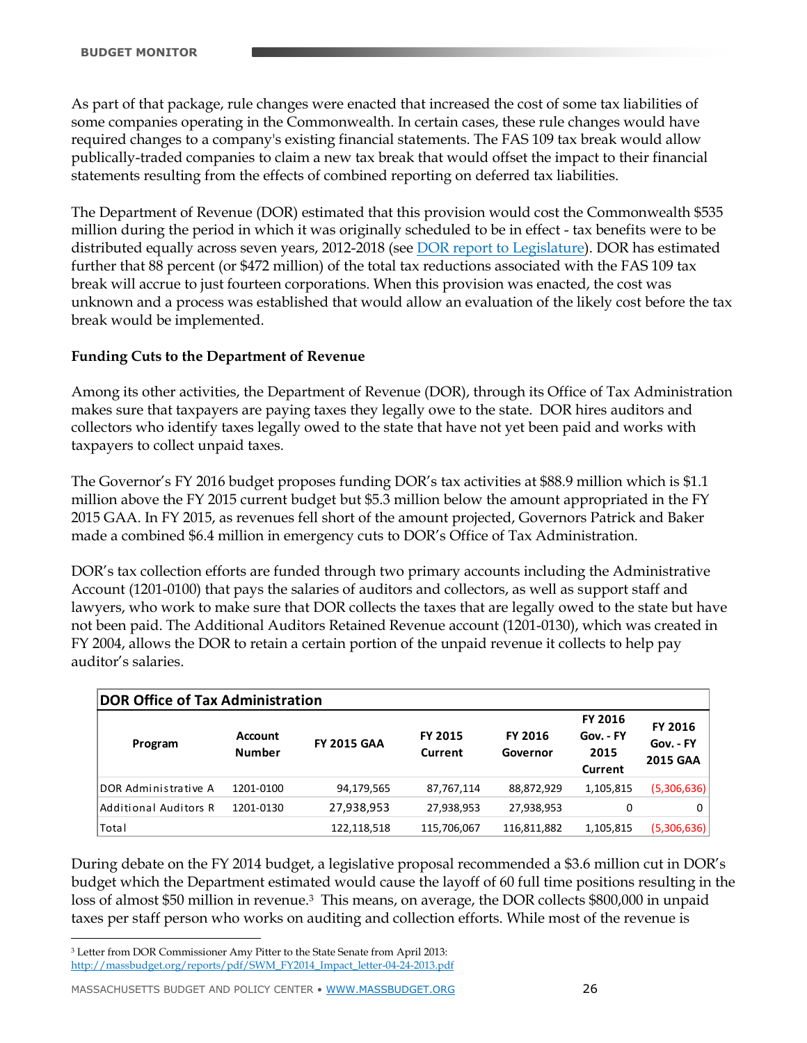As part of that package, rule changes were enacted that increased the cost of some tax liabilities of some companies operating in the Commonwealth. In certain cases, these rule changes would have required changes to a company's existing financial statements. The FAS 109 tax break would allow publically-traded companies to claim a new tax break that would offset the impact to their financial statements resulting from the effects of combined reporting on deferred tax liabilities.

The Department of Revenue (DOR) estimated that this provision would cost the Commonwealth $535 million during the period in which it was originally scheduled to be in effect - tax benefits were to be distributed equally across seven years, 2012-2018 (see [DOR report to Legislature](DOR report to Legislature)). DOR has estimated further that 88 percent (or $472 million) of the total tax reductions associated with the FAS 109 tax break will accrue to just fourteen corporations. When this provision was enacted, the cost was unknown and a process was established that would allow an evaluation of the likely cost before the tax break would be implemented.

**Funding Cuts to the Department of Revenue**

Among its other activities, the Department of Revenue (DOR), through its Office of Tax Administration makes sure that taxpayers are paying taxes they legally owe to the state. DOR hires auditors and collectors who identify taxes legally owed to the state that have not yet been paid and works with taxpayers to collect unpaid taxes.

The Governor's FY 2016 budget proposes funding DOR's tax activities at $88.9 million which is $1.1 million above the FY 2015 current budget but $5.3 million below the amount appropriated in the FY 2015 GAA. In FY 2015, as revenues fell short of the amount projected, Governors Patrick and Baker made a combined $6.4 million in emergency cuts to DOR's Office of Tax Administration.

DOR's tax collection efforts are funded through two primary accounts including the Administrative Account (1201-0100) that pays the salaries of auditors and collectors, as well as support staff and lawyers, who work to make sure that DOR collects the taxes that are legally owed to the state but have not been paid. The Additional Auditors Retained Revenue account (1201-0130), which was created in FY 2004, allows the DOR to retain a certain portion of the unpaid revenue it collects to help pay auditor's salaries.

**DOR Office of Tax Administration**

| Program | Account Number | FY 2015 GAA | FY 2015 Current | FY 2016 Governor | FY 2016 Gov. - FY 2015 Current | FY 2016 Gov. - FY 2015 GAA |
|---|---|---|---|---|---|---|
| DOR Administrative A | 1201-0100 | 94,179,565 | 87,767,114 | 88,872,929 | 1,105,815 | (5,306,636) |
| Additional Auditors R | 1201-0130 | 27,938,953 | 27,938,953 | 27,938,953 | 0 | 0 |
| Total | | 122,118,518 | 115,706,067 | 116,811,882 | 1,105,815 | (5,306,636) |

During debate on the FY 2014 budget, a legislative proposal recommended a $3.6 million cut in DOR's budget which the Department estimated would cause the layoff of 60 full time positions resulting in the loss of almost $50 million in revenue.[3] This means, on average, the DOR collects $800,000 in unpaid taxes per staff person who works on auditing and collection efforts. While most of the revenue is

[3] Letter from DOR Commissioner Amy Pitter to the State Senate from April 2013: http://massbudget.org/reports/pdf/SWM_FY2014_Impact_letter-04-24-2013.pdf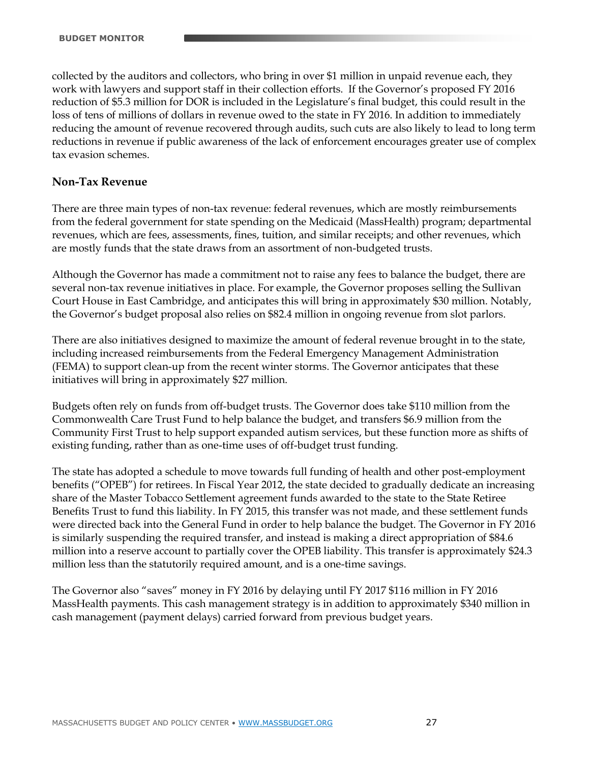collected by the auditors and collectors, who bring in over $1 million in unpaid revenue each, they work with lawyers and support staff in their collection efforts. If the Governor's proposed FY 2016 reduction of $5.3 million for DOR is included in the Legislature's final budget, this could result in the loss of tens of millions of dollars in revenue owed to the state in FY 2016. In addition to immediately reducing the amount of revenue recovered through audits, such cuts are also likely to lead to long term reductions in revenue if public awareness of the lack of enforcement encourages greater use of complex tax evasion schemes.

## Non-Tax Revenue

There are three main types of non-tax revenue: federal revenues, which are mostly reimbursements from the federal government for state spending on the Medicaid (MassHealth) program; departmental revenues, which are fees, assessments, fines, tuition, and similar receipts; and other revenues, which are mostly funds that the state draws from an assortment of non-budgeted trusts.

Although the Governor has made a commitment not to raise any fees to balance the budget, there are several non-tax revenue initiatives in place. For example, the Governor proposes selling the Sullivan Court House in East Cambridge, and anticipates this will bring in approximately $30 million. Notably, the Governor's budget proposal also relies on $82.4 million in ongoing revenue from slot parlors.

There are also initiatives designed to maximize the amount of federal revenue brought in to the state, including increased reimbursements from the Federal Emergency Management Administration (FEMA) to support clean-up from the recent winter storms. The Governor anticipates that these initiatives will bring in approximately $27 million.

Budgets often rely on funds from off-budget trusts. The Governor does take $110 million from the Commonwealth Care Trust Fund to help balance the budget, and transfers $6.9 million from the Community First Trust to help support expanded autism services, but these function more as shifts of existing funding, rather than as one-time uses of off-budget trust funding.

The state has adopted a schedule to move towards full funding of health and other post-employment benefits ("OPEB") for retirees. In Fiscal Year 2012, the state decided to gradually dedicate an increasing share of the Master Tobacco Settlement agreement funds awarded to the state to the State Retiree Benefits Trust to fund this liability. In FY 2015, this transfer was not made, and these settlement funds were directed back into the General Fund in order to help balance the budget. The Governor in FY 2016 is similarly suspending the required transfer, and instead is making a direct appropriation of $84.6 million into a reserve account to partially cover the OPEB liability. This transfer is approximately $24.3 million less than the statutorily required amount, and is a one-time savings.

The Governor also "saves" money in FY 2016 by delaying until FY 2017 $116 million in FY 2016 MassHealth payments. This cash management strategy is in addition to approximately $340 million in cash management (payment delays) carried forward from previous budget years.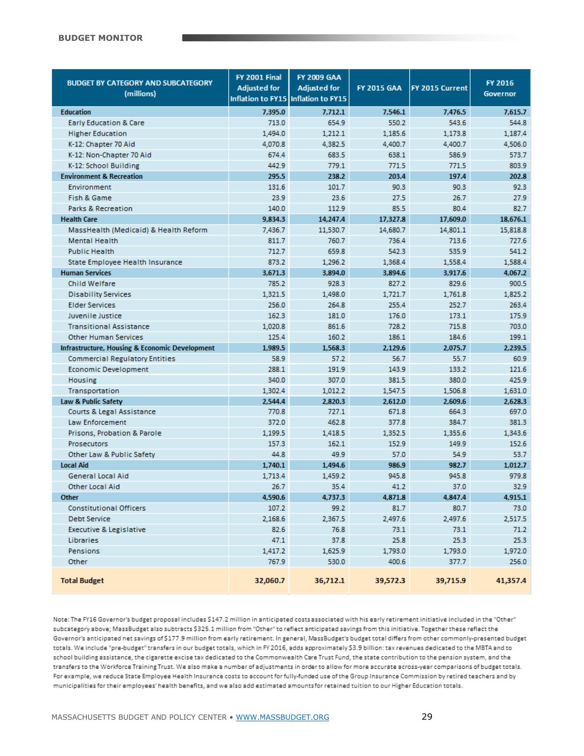| BUDGET BY CATEGORY AND SUBCATEGORY (millions) | FY 2001 Final Adjusted for Inflation to FY15 | FY 2009 GAA Adjusted for Inflation to FY15 | FY 2015 GAA | FY 2015 Current | FY 2016 Governor |
|---|---|---|---|---|---|
| **Education** | **7,395.0** | **7,712.1** | **7,546.1** | **7,476.5** | **7,615.7** |
| Early Education & Care | 713.0 | 654.9 | 550.2 | 543.6 | 544.8 |
| Higher Education | 1,494.0 | 1,212.1 | 1,185.6 | 1,173.8 | 1,187.4 |
| K-12: Chapter 70 Aid | 4,070.8 | 4,382.5 | 4,400.7 | 4,400.7 | 4,506.0 |
| K-12: Non-Chapter 70 Aid | 674.4 | 683.5 | 638.1 | 586.9 | 573.7 |
| K-12: School Building | 442.9 | 779.1 | 771.5 | 771.5 | 803.9 |
| **Environment & Recreation** | **295.5** | **238.2** | **203.4** | **197.4** | **202.8** |
| Environment | 131.6 | 101.7 | 90.3 | 90.3 | 92.3 |
| Fish & Game | 23.9 | 23.6 | 27.5 | 26.7 | 27.9 |
| Parks & Recreation | 140.0 | 112.9 | 85.5 | 80.4 | 82.7 |
| **Health Care** | **9,834.3** | **14,247.4** | **17,327.8** | **17,609.0** | **18,676.1** |
| MassHealth (Medicaid) & Health Reform | 7,436.7 | 11,530.7 | 14,680.7 | 14,801.1 | 15,818.8 |
| Mental Health | 811.7 | 760.7 | 736.4 | 713.6 | 727.6 |
| Public Health | 712.7 | 659.8 | 542.3 | 535.9 | 541.2 |
| State Employee Health Insurance | 873.2 | 1,296.2 | 1,368.4 | 1,558.4 | 1,588.4 |
| **Human Services** | **3,671.3** | **3,894.0** | **3,894.6** | **3,917.6** | **4,067.2** |
| Child Welfare | 785.2 | 928.3 | 827.2 | 829.6 | 900.5 |
| Disability Services | 1,321.5 | 1,498.0 | 1,721.7 | 1,761.8 | 1,825.2 |
| Elder Services | 256.0 | 264.8 | 255.4 | 252.7 | 263.4 |
| Juvenile Justice | 162.3 | 181.0 | 176.0 | 173.1 | 175.9 |
| Transitional Assistance | 1,020.8 | 861.6 | 728.2 | 715.8 | 703.0 |
| Other Human Services | 125.4 | 160.2 | 186.1 | 184.6 | 199.1 |
| **Infrastructure, Housing & Economic Development** | **1,989.5** | **1,568.3** | **2,129.6** | **2,075.7** | **2,239.5** |
| Commercial Regulatory Entities | 58.9 | 57.2 | 56.7 | 55.7 | 60.9 |
| Economic Development | 288.1 | 191.9 | 143.9 | 133.2 | 121.6 |
| Housing | 340.0 | 307.0 | 381.5 | 380.0 | 425.9 |
| Transportation | 1,302.4 | 1,012.2 | 1,547.5 | 1,506.8 | 1,631.0 |
| **Law & Public Safety** | **2,544.4** | **2,820.3** | **2,612.0** | **2,609.6** | **2,628.3** |
| Courts & Legal Assistance | 770.8 | 727.1 | 671.8 | 664.3 | 697.0 |
| Law Enforcement | 372.0 | 462.8 | 377.8 | 384.7 | 381.3 |
| Prisons, Probation & Parole | 1,199.5 | 1,418.5 | 1,352.5 | 1,355.6 | 1,343.6 |
| Prosecutors | 157.3 | 162.1 | 152.9 | 149.9 | 152.6 |
| Other Law & Public Safety | 44.8 | 49.9 | 57.0 | 54.9 | 53.7 |
| **Local Aid** | **1,740.1** | **1,494.6** | **986.9** | **982.7** | **1,012.7** |
| General Local Aid | 1,713.4 | 1,459.2 | 945.8 | 945.8 | 979.8 |
| Other Local Aid | 26.7 | 35.4 | 41.2 | 37.0 | 32.9 |
| **Other** | **4,590.6** | **4,737.3** | **4,871.8** | **4,847.4** | **4,915.1** |
| Constitutional Officers | 107.2 | 99.2 | 81.7 | 80.7 | 73.0 |
| Debt Service | 2,168.6 | 2,367.5 | 2,497.6 | 2,497.6 | 2,517.5 |
| Executive & Legislative | 82.6 | 76.8 | 73.1 | 73.1 | 71.2 |
| Libraries | 47.1 | 37.8 | 25.8 | 25.3 | 25.3 |
| Pensions | 1,417.2 | 1,625.9 | 1,793.0 | 1,793.0 | 1,972.0 |
| Other | 767.9 | 530.0 | 400.6 | 377.7 | 256.0 |
| **Total Budget** | **32,060.7** | **36,712.1** | **39,572.3** | **39,715.9** | **41,357.4** |

Note: The FY16 Governor's budget proposal includes $147.2 million in anticipated costs associated with his early retirement initiative included in the "Other" subcategory above; MassBudget also subtracts $325.1 million from "Other" to reflect anticipated savings from this initiative. Together these reflect the Governor's anticipated net savings of $177.9 million from early retirement. In general, MassBudget's budget total differs from other commonly-presented budget totals. We include "pre-budget" transfers in our budget totals, which in FY 2016, adds approximately $3.9 billion: tax revenues dedicated to the MBTA and to school building assistance, the cigarette excise tax dedicated to the Commonwealth Care Trust Fund, the state contribution to the pension system, and the transfers to the Workforce Training Trust. We also make a number of adjustments in order to allow for more accurate across-year comparisons of budget totals. For example, we reduce State Employee Health Insurance costs to account for fully-funded use of the Group Insurance Commission by retired teachers and by municipalities for their employees' health benefits, and we also add estimated amounts for retained tuition to our Higher Education totals.